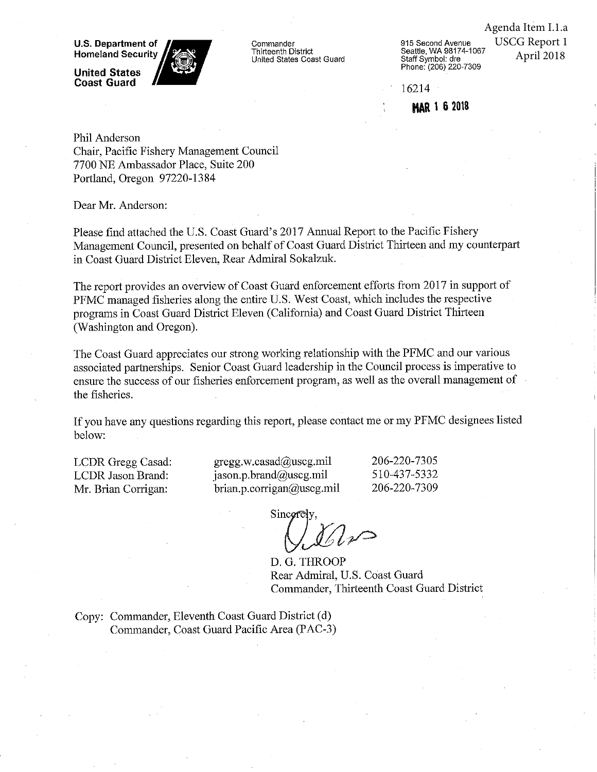Agenda Item I.1.a
USCG Report 1
April 2018

**U.S. Department of Homeland Security**

**United States Coast Guard**

Commander
Thirteenth District
United States Coast Guard

915 Second Avenue
Seattle, WA 98174-1067
Staff Symbol: dre
Phone: (206) 220-7309

16214

**MAR 1 6 2018**

Phil Anderson
Chair, Pacific Fishery Management Council
7700 NE Ambassador Place, Suite 200
Portland, Oregon 97220-1384

Dear Mr. Anderson:

Please find attached the U.S. Coast Guard's 2017 Annual Report to the Pacific Fishery Management Council, presented on behalf of Coast Guard District Thirteen and my counterpart in Coast Guard District Eleven, Rear Admiral Sokalzuk.

The report provides an overview of Coast Guard enforcement efforts from 2017 in support of PFMC managed fisheries along the entire U.S. West Coast, which includes the respective programs in Coast Guard District Eleven (California) and Coast Guard District Thirteen (Washington and Oregon).

The Coast Guard appreciates our strong working relationship with the PFMC and our various associated partnerships. Senior Coast Guard leadership in the Council process is imperative to ensure the success of our fisheries enforcement program, as well as the overall management of the fisheries.

If you have any questions regarding this report, please contact me or my PFMC designees listed below:

| | | |
|---|---|---|
| LCDR Gregg Casad: | gregg.w.casad@uscg.mil | 206-220-7305 |
| LCDR Jason Brand: | jason.p.brand@uscg.mil | 510-437-5332 |
| Mr. Brian Corrigan: | brian.p.corrigan@uscg.mil | 206-220-7309 |

Sincerely,

D. G. THROOP
Rear Admiral, U.S. Coast Guard
Commander, Thirteenth Coast Guard District

Copy: Commander, Eleventh Coast Guard District (d)
Commander, Coast Guard Pacific Area (PAC-3)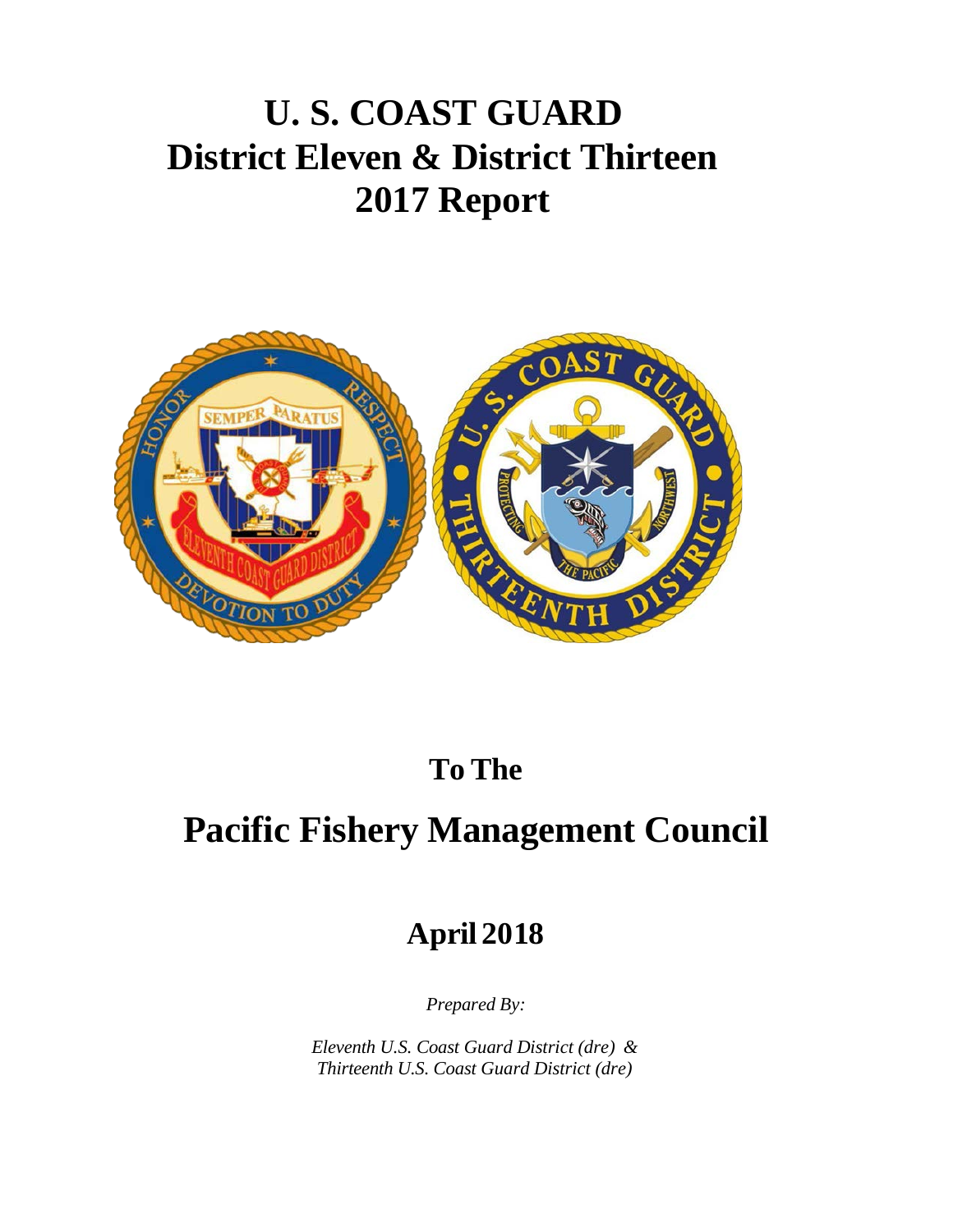# U. S. COAST GUARD
# District Eleven & District Thirteen
# 2017 Report

## To The

# Pacific Fishery Management Council

## April 2018

*Prepared By:*

*Eleventh U.S. Coast Guard District (dre) &*
*Thirteenth U.S. Coast Guard District (dre)*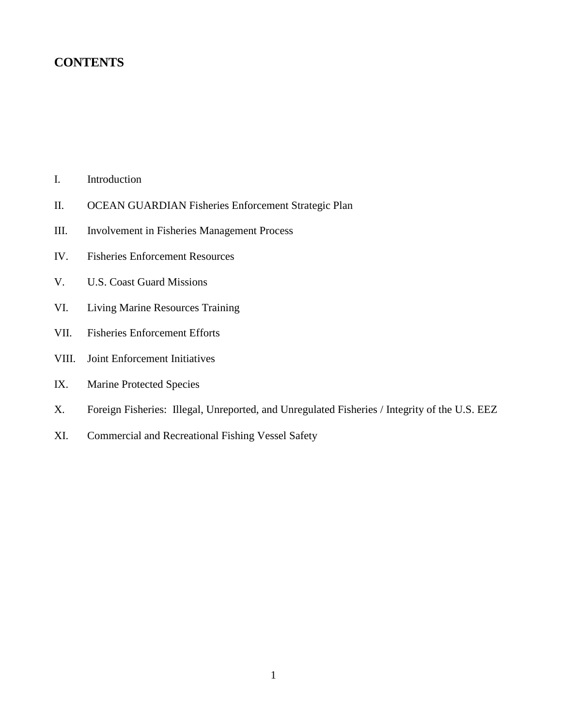## CONTENTS

I. Introduction

II. OCEAN GUARDIAN Fisheries Enforcement Strategic Plan

III. Involvement in Fisheries Management Process

IV. Fisheries Enforcement Resources

V. U.S. Coast Guard Missions

VI. Living Marine Resources Training

VII. Fisheries Enforcement Efforts

VIII. Joint Enforcement Initiatives

IX. Marine Protected Species

X. Foreign Fisheries: Illegal, Unreported, and Unregulated Fisheries / Integrity of the U.S. EEZ

XI. Commercial and Recreational Fishing Vessel Safety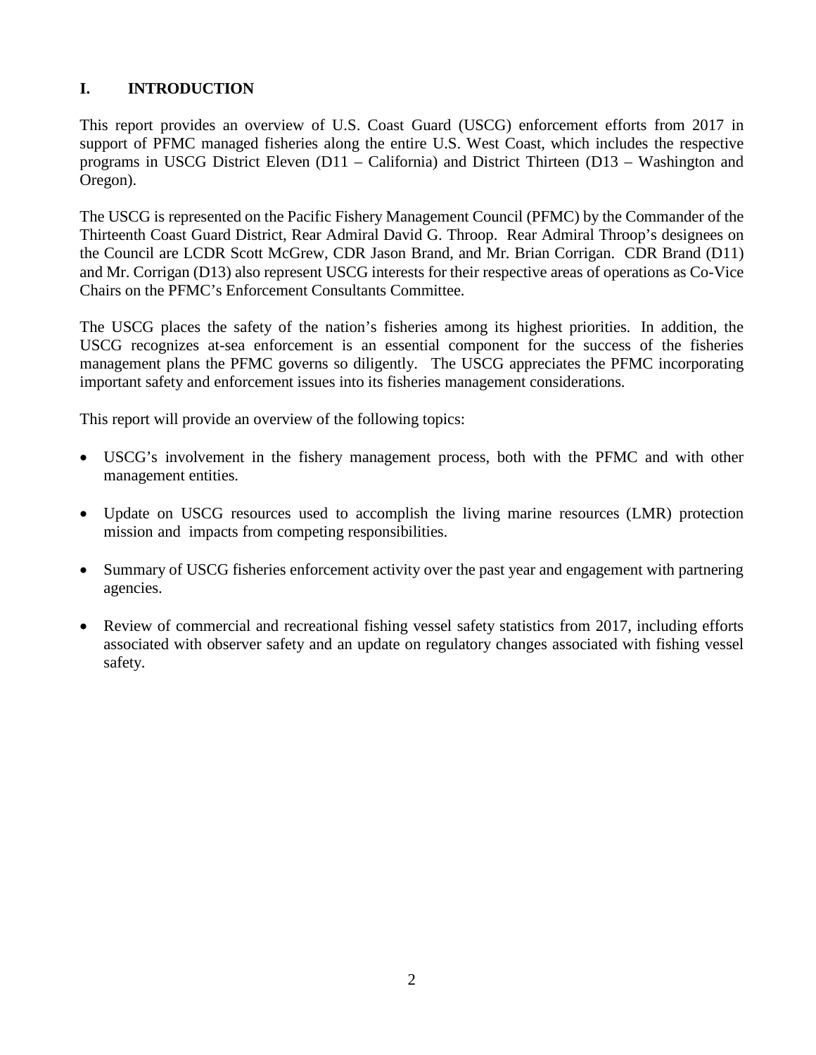## I. INTRODUCTION

This report provides an overview of U.S. Coast Guard (USCG) enforcement efforts from 2017 in support of PFMC managed fisheries along the entire U.S. West Coast, which includes the respective programs in USCG District Eleven (D11 – California) and District Thirteen (D13 – Washington and Oregon).

The USCG is represented on the Pacific Fishery Management Council (PFMC) by the Commander of the Thirteenth Coast Guard District, Rear Admiral David G. Throop. Rear Admiral Throop's designees on the Council are LCDR Scott McGrew, CDR Jason Brand, and Mr. Brian Corrigan. CDR Brand (D11) and Mr. Corrigan (D13) also represent USCG interests for their respective areas of operations as Co-Vice Chairs on the PFMC's Enforcement Consultants Committee.

The USCG places the safety of the nation's fisheries among its highest priorities. In addition, the USCG recognizes at-sea enforcement is an essential component for the success of the fisheries management plans the PFMC governs so diligently. The USCG appreciates the PFMC incorporating important safety and enforcement issues into its fisheries management considerations.

This report will provide an overview of the following topics:

- USCG's involvement in the fishery management process, both with the PFMC and with other management entities.
- Update on USCG resources used to accomplish the living marine resources (LMR) protection mission and impacts from competing responsibilities.
- Summary of USCG fisheries enforcement activity over the past year and engagement with partnering agencies.
- Review of commercial and recreational fishing vessel safety statistics from 2017, including efforts associated with observer safety and an update on regulatory changes associated with fishing vessel safety.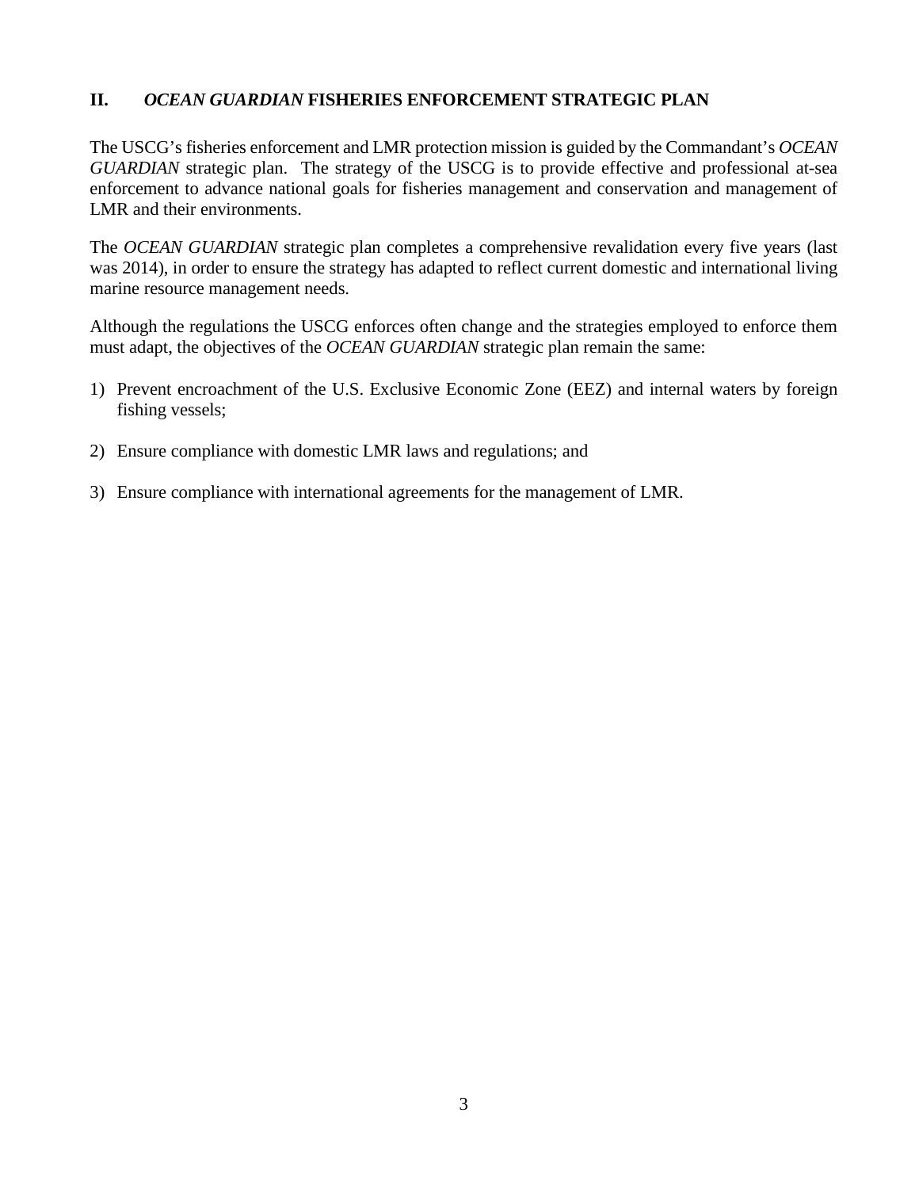## II. *OCEAN GUARDIAN* FISHERIES ENFORCEMENT STRATEGIC PLAN

The USCG's fisheries enforcement and LMR protection mission is guided by the Commandant's *OCEAN GUARDIAN* strategic plan. The strategy of the USCG is to provide effective and professional at-sea enforcement to advance national goals for fisheries management and conservation and management of LMR and their environments.

The *OCEAN GUARDIAN* strategic plan completes a comprehensive revalidation every five years (last was 2014), in order to ensure the strategy has adapted to reflect current domestic and international living marine resource management needs.

Although the regulations the USCG enforces often change and the strategies employed to enforce them must adapt, the objectives of the *OCEAN GUARDIAN* strategic plan remain the same:

1) Prevent encroachment of the U.S. Exclusive Economic Zone (EEZ) and internal waters by foreign fishing vessels;

2) Ensure compliance with domestic LMR laws and regulations; and

3) Ensure compliance with international agreements for the management of LMR.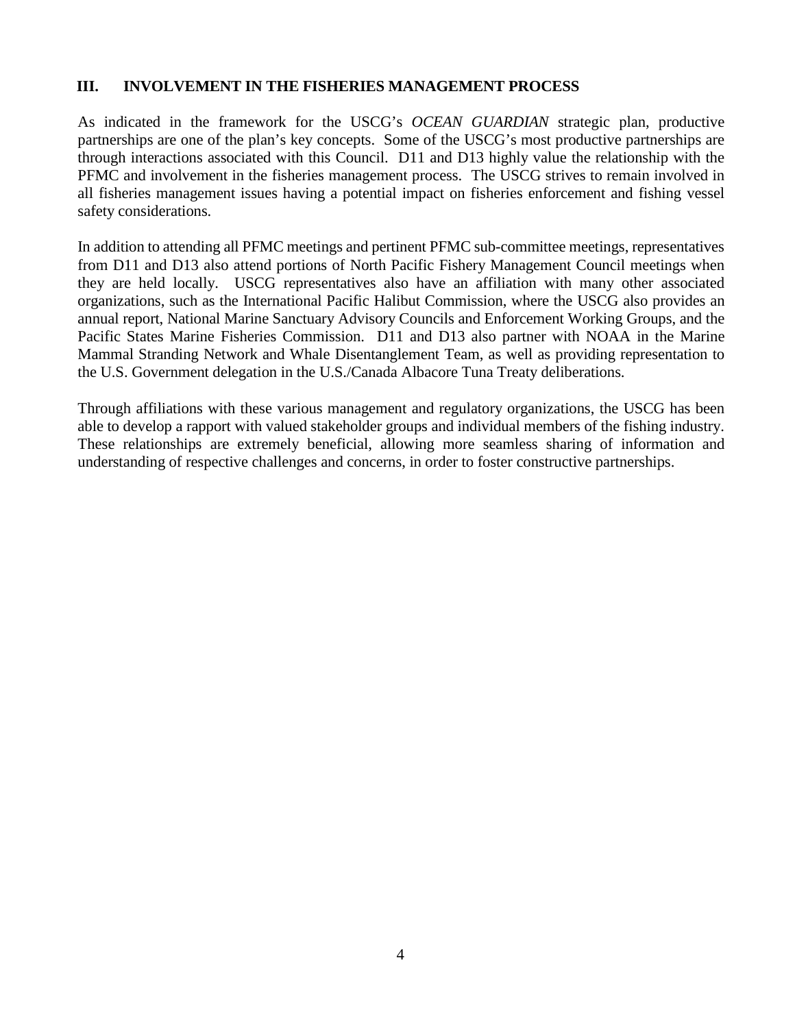## III. INVOLVEMENT IN THE FISHERIES MANAGEMENT PROCESS

As indicated in the framework for the USCG's *OCEAN GUARDIAN* strategic plan, productive partnerships are one of the plan's key concepts. Some of the USCG's most productive partnerships are through interactions associated with this Council. D11 and D13 highly value the relationship with the PFMC and involvement in the fisheries management process. The USCG strives to remain involved in all fisheries management issues having a potential impact on fisheries enforcement and fishing vessel safety considerations.

In addition to attending all PFMC meetings and pertinent PFMC sub-committee meetings, representatives from D11 and D13 also attend portions of North Pacific Fishery Management Council meetings when they are held locally. USCG representatives also have an affiliation with many other associated organizations, such as the International Pacific Halibut Commission, where the USCG also provides an annual report, National Marine Sanctuary Advisory Councils and Enforcement Working Groups, and the Pacific States Marine Fisheries Commission. D11 and D13 also partner with NOAA in the Marine Mammal Stranding Network and Whale Disentanglement Team, as well as providing representation to the U.S. Government delegation in the U.S./Canada Albacore Tuna Treaty deliberations.

Through affiliations with these various management and regulatory organizations, the USCG has been able to develop a rapport with valued stakeholder groups and individual members of the fishing industry. These relationships are extremely beneficial, allowing more seamless sharing of information and understanding of respective challenges and concerns, in order to foster constructive partnerships.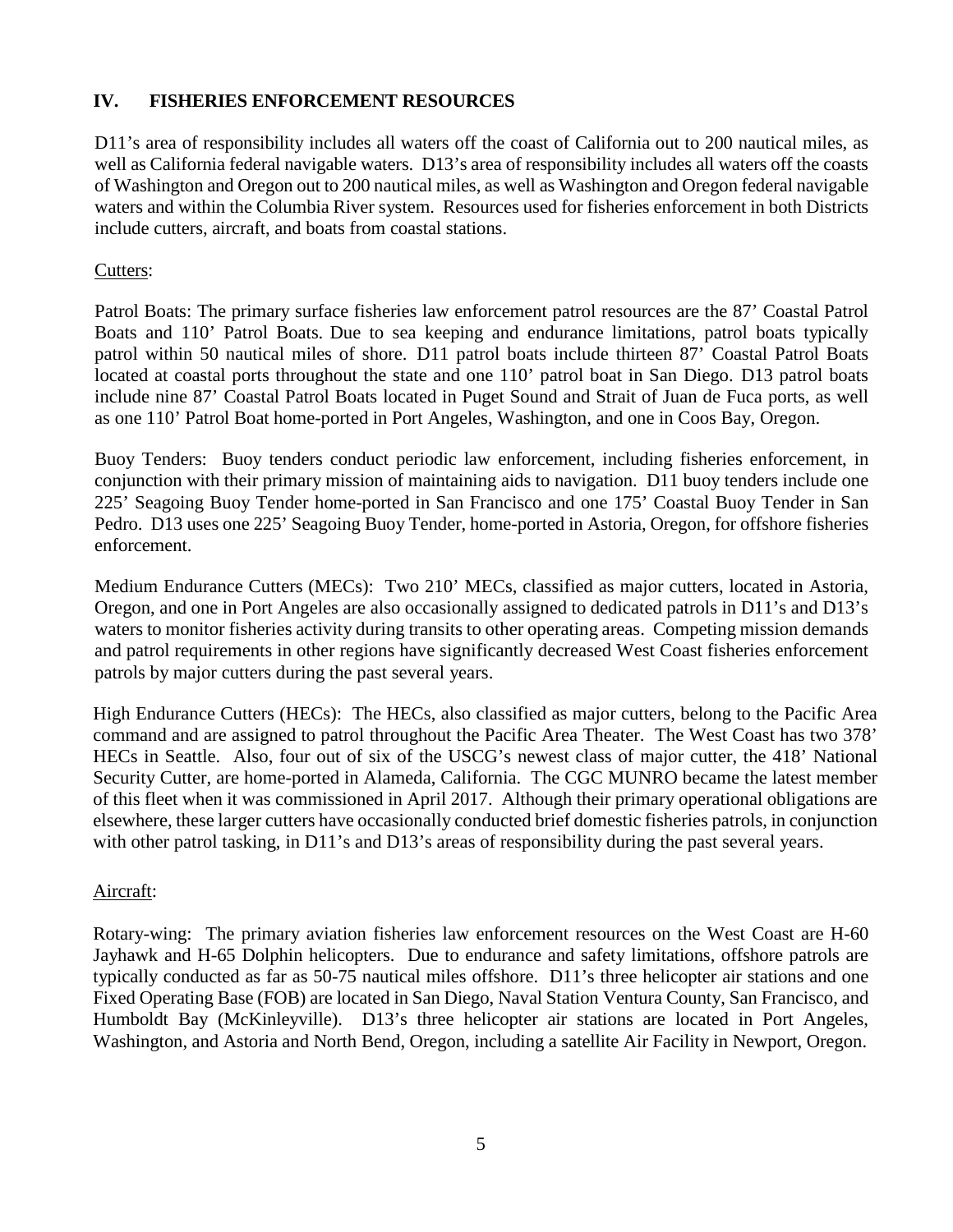## IV. FISHERIES ENFORCEMENT RESOURCES

D11's area of responsibility includes all waters off the coast of California out to 200 nautical miles, as well as California federal navigable waters. D13's area of responsibility includes all waters off the coasts of Washington and Oregon out to 200 nautical miles, as well as Washington and Oregon federal navigable waters and within the Columbia River system. Resources used for fisheries enforcement in both Districts include cutters, aircraft, and boats from coastal stations.

Cutters:

Patrol Boats: The primary surface fisheries law enforcement patrol resources are the 87' Coastal Patrol Boats and 110' Patrol Boats. Due to sea keeping and endurance limitations, patrol boats typically patrol within 50 nautical miles of shore. D11 patrol boats include thirteen 87' Coastal Patrol Boats located at coastal ports throughout the state and one 110' patrol boat in San Diego. D13 patrol boats include nine 87' Coastal Patrol Boats located in Puget Sound and Strait of Juan de Fuca ports, as well as one 110' Patrol Boat home-ported in Port Angeles, Washington, and one in Coos Bay, Oregon.

Buoy Tenders: Buoy tenders conduct periodic law enforcement, including fisheries enforcement, in conjunction with their primary mission of maintaining aids to navigation. D11 buoy tenders include one 225' Seagoing Buoy Tender home-ported in San Francisco and one 175' Coastal Buoy Tender in San Pedro. D13 uses one 225' Seagoing Buoy Tender, home-ported in Astoria, Oregon, for offshore fisheries enforcement.

Medium Endurance Cutters (MECs): Two 210' MECs, classified as major cutters, located in Astoria, Oregon, and one in Port Angeles are also occasionally assigned to dedicated patrols in D11's and D13's waters to monitor fisheries activity during transits to other operating areas. Competing mission demands and patrol requirements in other regions have significantly decreased West Coast fisheries enforcement patrols by major cutters during the past several years.

High Endurance Cutters (HECs): The HECs, also classified as major cutters, belong to the Pacific Area command and are assigned to patrol throughout the Pacific Area Theater. The West Coast has two 378' HECs in Seattle. Also, four out of six of the USCG's newest class of major cutter, the 418' National Security Cutter, are home-ported in Alameda, California. The CGC MUNRO became the latest member of this fleet when it was commissioned in April 2017. Although their primary operational obligations are elsewhere, these larger cutters have occasionally conducted brief domestic fisheries patrols, in conjunction with other patrol tasking, in D11's and D13's areas of responsibility during the past several years.

Aircraft:

Rotary-wing: The primary aviation fisheries law enforcement resources on the West Coast are H-60 Jayhawk and H-65 Dolphin helicopters. Due to endurance and safety limitations, offshore patrols are typically conducted as far as 50-75 nautical miles offshore. D11's three helicopter air stations and one Fixed Operating Base (FOB) are located in San Diego, Naval Station Ventura County, San Francisco, and Humboldt Bay (McKinleyville). D13's three helicopter air stations are located in Port Angeles, Washington, and Astoria and North Bend, Oregon, including a satellite Air Facility in Newport, Oregon.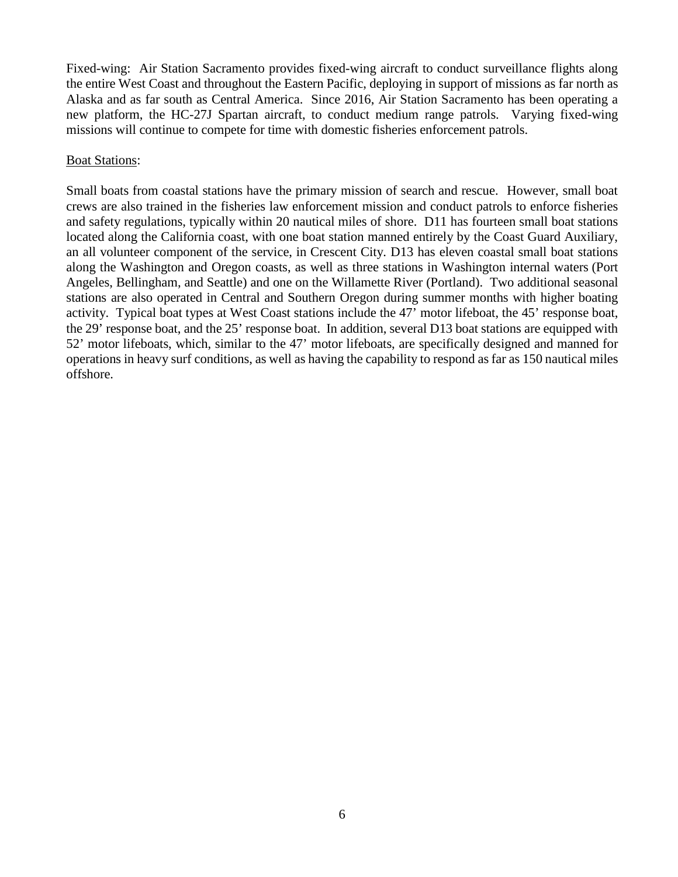Fixed-wing: Air Station Sacramento provides fixed-wing aircraft to conduct surveillance flights along the entire West Coast and throughout the Eastern Pacific, deploying in support of missions as far north as Alaska and as far south as Central America. Since 2016, Air Station Sacramento has been operating a new platform, the HC-27J Spartan aircraft, to conduct medium range patrols. Varying fixed-wing missions will continue to compete for time with domestic fisheries enforcement patrols.

Boat Stations:

Small boats from coastal stations have the primary mission of search and rescue. However, small boat crews are also trained in the fisheries law enforcement mission and conduct patrols to enforce fisheries and safety regulations, typically within 20 nautical miles of shore. D11 has fourteen small boat stations located along the California coast, with one boat station manned entirely by the Coast Guard Auxiliary, an all volunteer component of the service, in Crescent City. D13 has eleven coastal small boat stations along the Washington and Oregon coasts, as well as three stations in Washington internal waters (Port Angeles, Bellingham, and Seattle) and one on the Willamette River (Portland). Two additional seasonal stations are also operated in Central and Southern Oregon during summer months with higher boating activity. Typical boat types at West Coast stations include the 47' motor lifeboat, the 45' response boat, the 29' response boat, and the 25' response boat. In addition, several D13 boat stations are equipped with 52' motor lifeboats, which, similar to the 47' motor lifeboats, are specifically designed and manned for operations in heavy surf conditions, as well as having the capability to respond as far as 150 nautical miles offshore.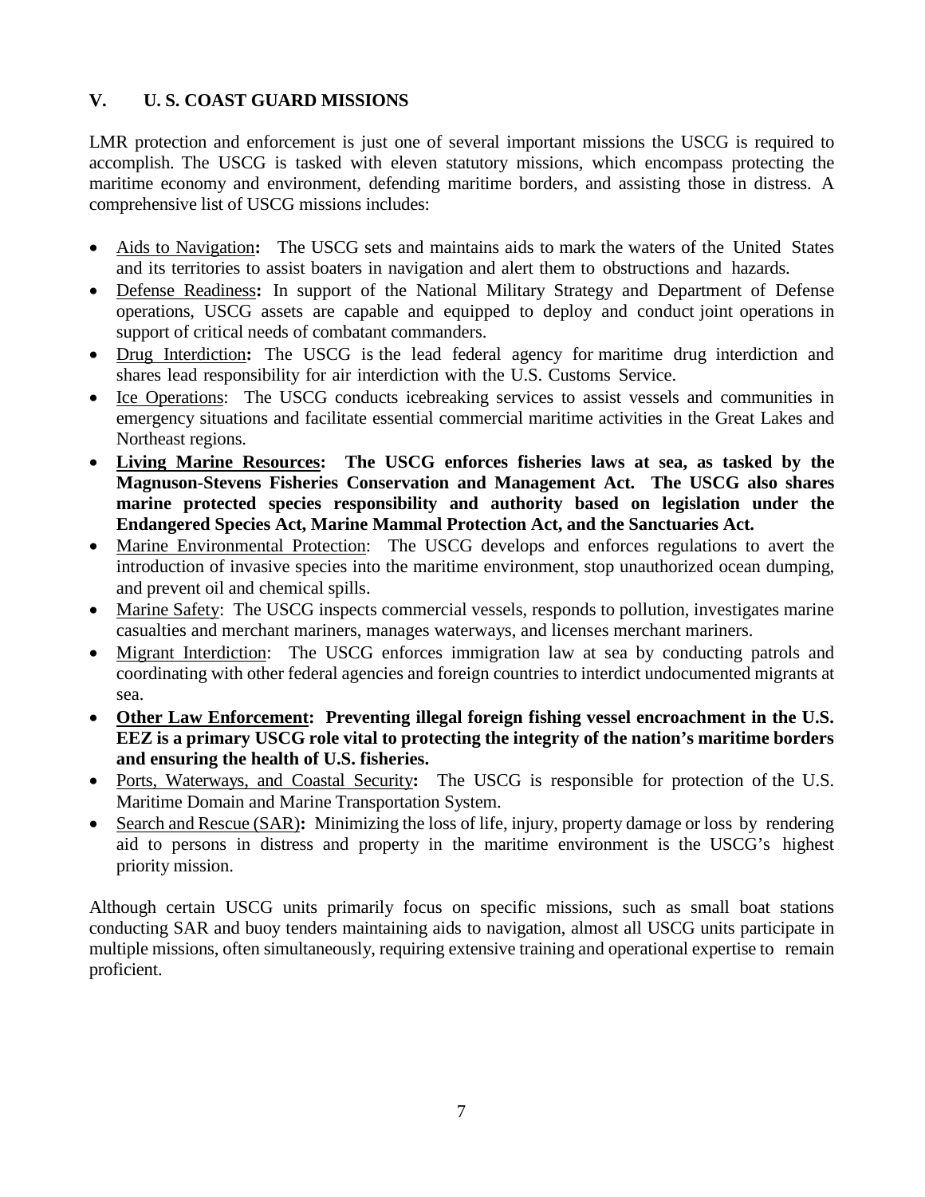## V. U. S. COAST GUARD MISSIONS

LMR protection and enforcement is just one of several important missions the USCG is required to accomplish. The USCG is tasked with eleven statutory missions, which encompass protecting the maritime economy and environment, defending maritime borders, and assisting those in distress. A comprehensive list of USCG missions includes:

- <u>Aids to Navigation</u>**:** The USCG sets and maintains aids to mark the waters of the United States and its territories to assist boaters in navigation and alert them to obstructions and hazards.
- <u>Defense Readiness</u>**:** In support of the National Military Strategy and Department of Defense operations, USCG assets are capable and equipped to deploy and conduct joint operations in support of critical needs of combatant commanders.
- <u>Drug Interdiction</u>**:** The USCG is the lead federal agency for maritime drug interdiction and shares lead responsibility for air interdiction with the U.S. Customs Service.
- <u>Ice Operations</u>: The USCG conducts icebreaking services to assist vessels and communities in emergency situations and facilitate essential commercial maritime activities in the Great Lakes and Northeast regions.
- **<u>Living Marine Resources</u>: The USCG enforces fisheries laws at sea, as tasked by the Magnuson-Stevens Fisheries Conservation and Management Act. The USCG also shares marine protected species responsibility and authority based on legislation under the Endangered Species Act, Marine Mammal Protection Act, and the Sanctuaries Act.**
- <u>Marine Environmental Protection</u>: The USCG develops and enforces regulations to avert the introduction of invasive species into the maritime environment, stop unauthorized ocean dumping, and prevent oil and chemical spills.
- <u>Marine Safety</u>: The USCG inspects commercial vessels, responds to pollution, investigates marine casualties and merchant mariners, manages waterways, and licenses merchant mariners.
- <u>Migrant Interdiction</u>: The USCG enforces immigration law at sea by conducting patrols and coordinating with other federal agencies and foreign countries to interdict undocumented migrants at sea.
- **<u>Other Law Enforcement</u>: Preventing illegal foreign fishing vessel encroachment in the U.S. EEZ is a primary USCG role vital to protecting the integrity of the nation's maritime borders and ensuring the health of U.S. fisheries.**
- <u>Ports, Waterways, and Coastal Security</u>**:** The USCG is responsible for protection of the U.S. Maritime Domain and Marine Transportation System.
- <u>Search and Rescue (SAR)</u>**:** Minimizing the loss of life, injury, property damage or loss by rendering aid to persons in distress and property in the maritime environment is the USCG's highest priority mission.

Although certain USCG units primarily focus on specific missions, such as small boat stations conducting SAR and buoy tenders maintaining aids to navigation, almost all USCG units participate in multiple missions, often simultaneously, requiring extensive training and operational expertise to remain proficient.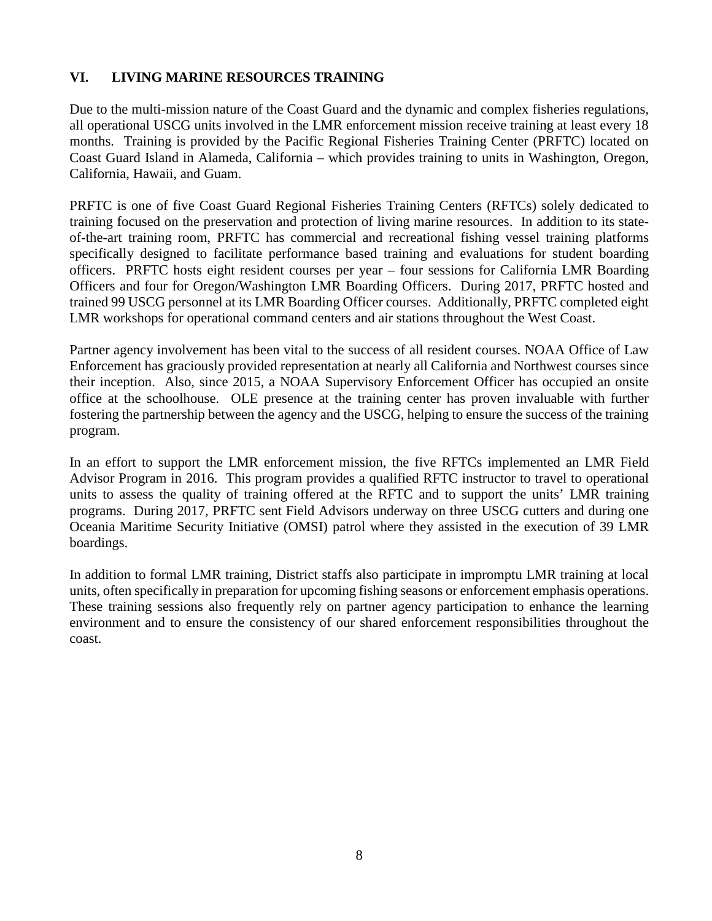## VI. LIVING MARINE RESOURCES TRAINING

Due to the multi-mission nature of the Coast Guard and the dynamic and complex fisheries regulations, all operational USCG units involved in the LMR enforcement mission receive training at least every 18 months. Training is provided by the Pacific Regional Fisheries Training Center (PRFTC) located on Coast Guard Island in Alameda, California – which provides training to units in Washington, Oregon, California, Hawaii, and Guam.

PRFTC is one of five Coast Guard Regional Fisheries Training Centers (RFTCs) solely dedicated to training focused on the preservation and protection of living marine resources. In addition to its state-of-the-art training room, PRFTC has commercial and recreational fishing vessel training platforms specifically designed to facilitate performance based training and evaluations for student boarding officers. PRFTC hosts eight resident courses per year – four sessions for California LMR Boarding Officers and four for Oregon/Washington LMR Boarding Officers. During 2017, PRFTC hosted and trained 99 USCG personnel at its LMR Boarding Officer courses. Additionally, PRFTC completed eight LMR workshops for operational command centers and air stations throughout the West Coast.

Partner agency involvement has been vital to the success of all resident courses. NOAA Office of Law Enforcement has graciously provided representation at nearly all California and Northwest courses since their inception. Also, since 2015, a NOAA Supervisory Enforcement Officer has occupied an onsite office at the schoolhouse. OLE presence at the training center has proven invaluable with further fostering the partnership between the agency and the USCG, helping to ensure the success of the training program.

In an effort to support the LMR enforcement mission, the five RFTCs implemented an LMR Field Advisor Program in 2016. This program provides a qualified RFTC instructor to travel to operational units to assess the quality of training offered at the RFTC and to support the units' LMR training programs. During 2017, PRFTC sent Field Advisors underway on three USCG cutters and during one Oceania Maritime Security Initiative (OMSI) patrol where they assisted in the execution of 39 LMR boardings.

In addition to formal LMR training, District staffs also participate in impromptu LMR training at local units, often specifically in preparation for upcoming fishing seasons or enforcement emphasis operations. These training sessions also frequently rely on partner agency participation to enhance the learning environment and to ensure the consistency of our shared enforcement responsibilities throughout the coast.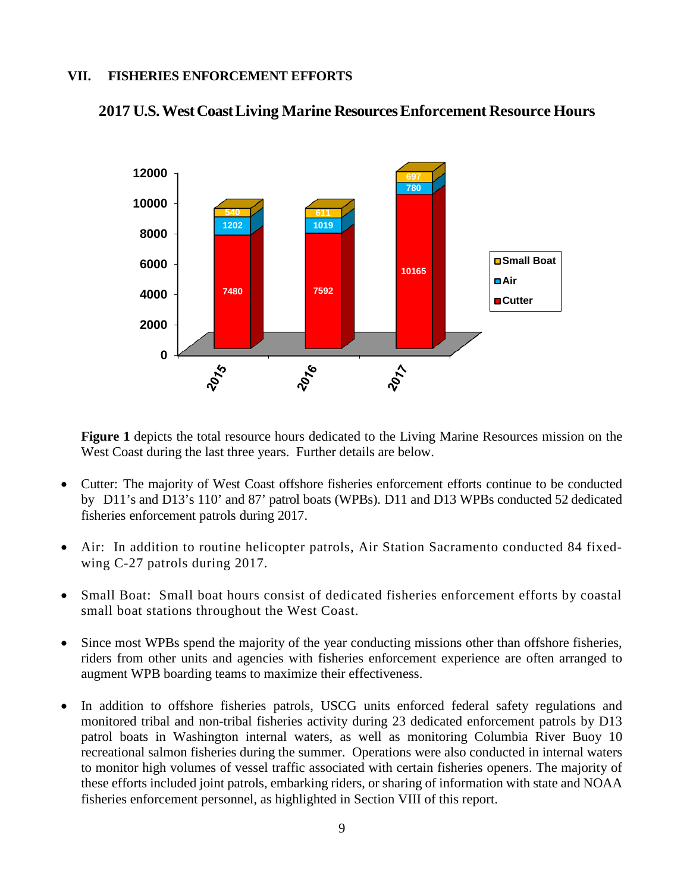## VII. FISHERIES ENFORCEMENT EFFORTS

### 2017 U.S. West Coast Living Marine Resources Enforcement Resource Hours

| Year | Cutter | Air | Small Boat |
|---|---|---|---|
| 2015 | 7480 | 1202 | 540 |
| 2016 | 7592 | 1019 | 611 |
| 2017 | 10165 | 780 | 697 |

**Figure 1** depicts the total resource hours dedicated to the Living Marine Resources mission on the West Coast during the last three years. Further details are below.

- Cutter: The majority of West Coast offshore fisheries enforcement efforts continue to be conducted by D11's and D13's 110' and 87' patrol boats (WPBs). D11 and D13 WPBs conducted 52 dedicated fisheries enforcement patrols during 2017.

- Air: In addition to routine helicopter patrols, Air Station Sacramento conducted 84 fixed-wing C-27 patrols during 2017.

- Small Boat: Small boat hours consist of dedicated fisheries enforcement efforts by coastal small boat stations throughout the West Coast.

- Since most WPBs spend the majority of the year conducting missions other than offshore fisheries, riders from other units and agencies with fisheries enforcement experience are often arranged to augment WPB boarding teams to maximize their effectiveness.

- In addition to offshore fisheries patrols, USCG units enforced federal safety regulations and monitored tribal and non-tribal fisheries activity during 23 dedicated enforcement patrols by D13 patrol boats in Washington internal waters, as well as monitoring Columbia River Buoy 10 recreational salmon fisheries during the summer. Operations were also conducted in internal waters to monitor high volumes of vessel traffic associated with certain fisheries openers. The majority of these efforts included joint patrols, embarking riders, or sharing of information with state and NOAA fisheries enforcement personnel, as highlighted in Section VIII of this report.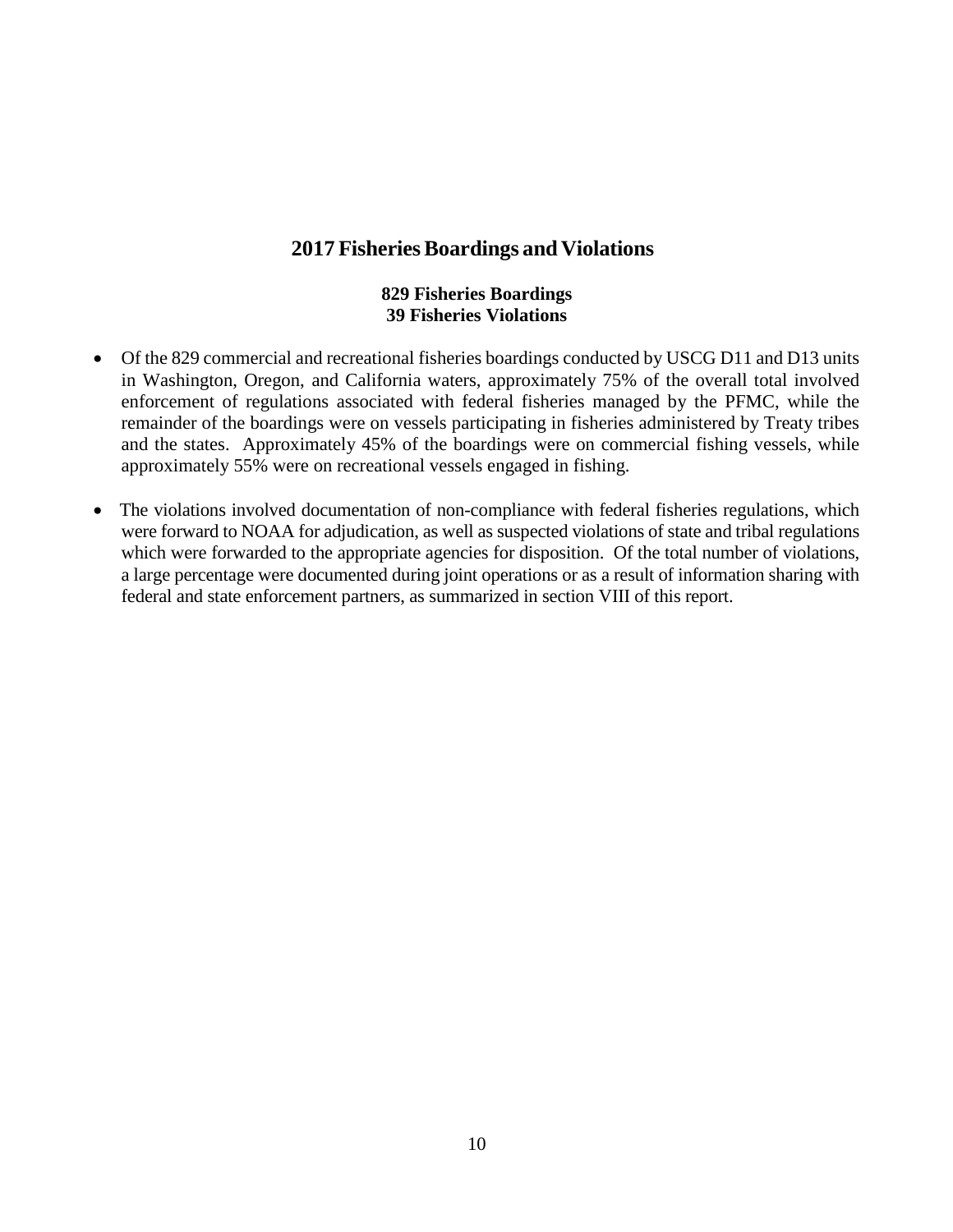## 2017 Fisheries Boardings and Violations

**829 Fisheries Boardings**
**39 Fisheries Violations**

- Of the 829 commercial and recreational fisheries boardings conducted by USCG D11 and D13 units in Washington, Oregon, and California waters, approximately 75% of the overall total involved enforcement of regulations associated with federal fisheries managed by the PFMC, while the remainder of the boardings were on vessels participating in fisheries administered by Treaty tribes and the states. Approximately 45% of the boardings were on commercial fishing vessels, while approximately 55% were on recreational vessels engaged in fishing.
- The violations involved documentation of non-compliance with federal fisheries regulations, which were forward to NOAA for adjudication, as well as suspected violations of state and tribal regulations which were forwarded to the appropriate agencies for disposition. Of the total number of violations, a large percentage were documented during joint operations or as a result of information sharing with federal and state enforcement partners, as summarized in section VIII of this report.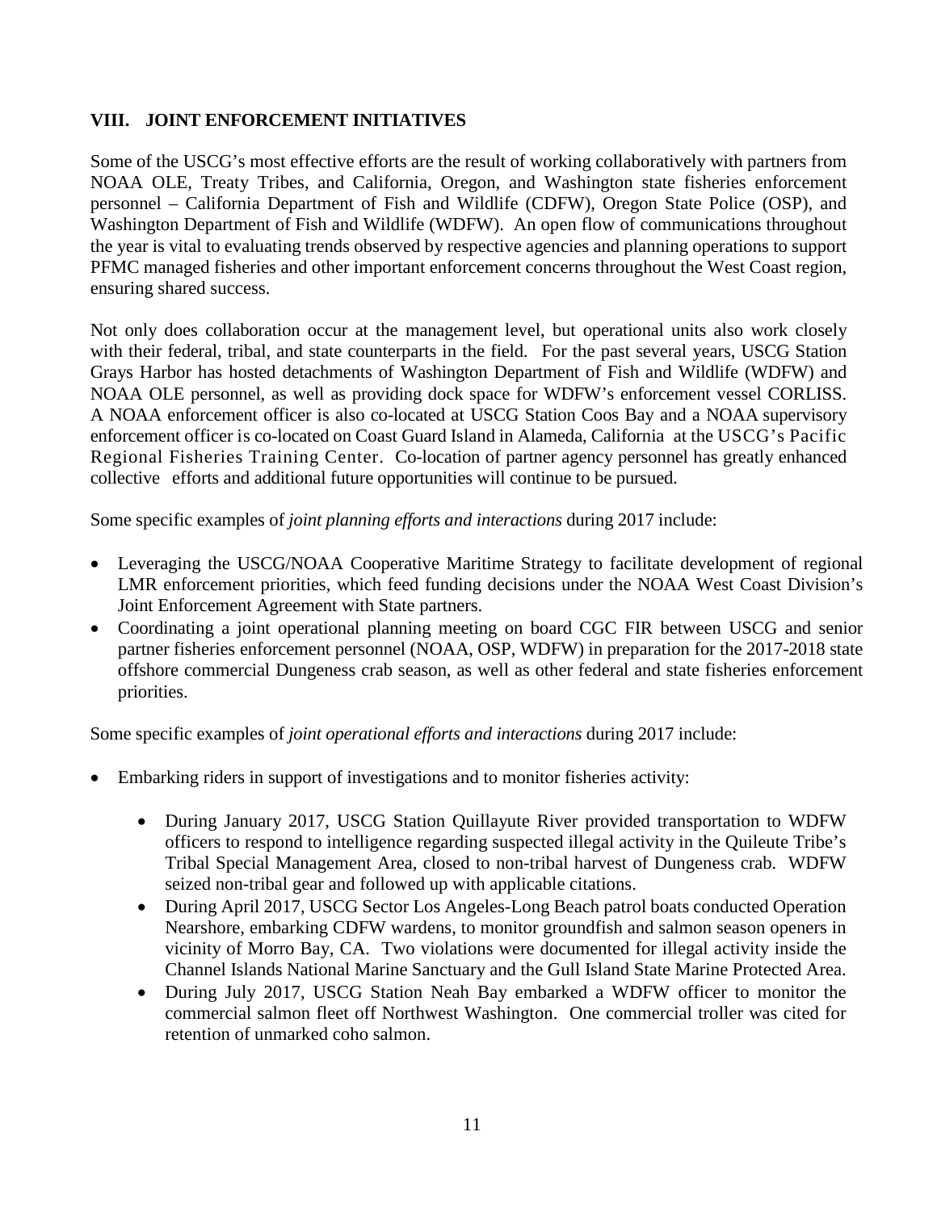## VIII. JOINT ENFORCEMENT INITIATIVES

Some of the USCG's most effective efforts are the result of working collaboratively with partners from NOAA OLE, Treaty Tribes, and California, Oregon, and Washington state fisheries enforcement personnel – California Department of Fish and Wildlife (CDFW), Oregon State Police (OSP), and Washington Department of Fish and Wildlife (WDFW). An open flow of communications throughout the year is vital to evaluating trends observed by respective agencies and planning operations to support PFMC managed fisheries and other important enforcement concerns throughout the West Coast region, ensuring shared success.

Not only does collaboration occur at the management level, but operational units also work closely with their federal, tribal, and state counterparts in the field. For the past several years, USCG Station Grays Harbor has hosted detachments of Washington Department of Fish and Wildlife (WDFW) and NOAA OLE personnel, as well as providing dock space for WDFW's enforcement vessel CORLISS. A NOAA enforcement officer is also co-located at USCG Station Coos Bay and a NOAA supervisory enforcement officer is co-located on Coast Guard Island in Alameda, California at the USCG's Pacific Regional Fisheries Training Center. Co-location of partner agency personnel has greatly enhanced collective efforts and additional future opportunities will continue to be pursued.

Some specific examples of *joint planning efforts and interactions* during 2017 include:

- Leveraging the USCG/NOAA Cooperative Maritime Strategy to facilitate development of regional LMR enforcement priorities, which feed funding decisions under the NOAA West Coast Division's Joint Enforcement Agreement with State partners.
- Coordinating a joint operational planning meeting on board CGC FIR between USCG and senior partner fisheries enforcement personnel (NOAA, OSP, WDFW) in preparation for the 2017-2018 state offshore commercial Dungeness crab season, as well as other federal and state fisheries enforcement priorities.

Some specific examples of *joint operational efforts and interactions* during 2017 include:

- Embarking riders in support of investigations and to monitor fisheries activity:
  - During January 2017, USCG Station Quillayute River provided transportation to WDFW officers to respond to intelligence regarding suspected illegal activity in the Quileute Tribe's Tribal Special Management Area, closed to non-tribal harvest of Dungeness crab. WDFW seized non-tribal gear and followed up with applicable citations.
  - During April 2017, USCG Sector Los Angeles-Long Beach patrol boats conducted Operation Nearshore, embarking CDFW wardens, to monitor groundfish and salmon season openers in vicinity of Morro Bay, CA. Two violations were documented for illegal activity inside the Channel Islands National Marine Sanctuary and the Gull Island State Marine Protected Area.
  - During July 2017, USCG Station Neah Bay embarked a WDFW officer to monitor the commercial salmon fleet off Northwest Washington. One commercial troller was cited for retention of unmarked coho salmon.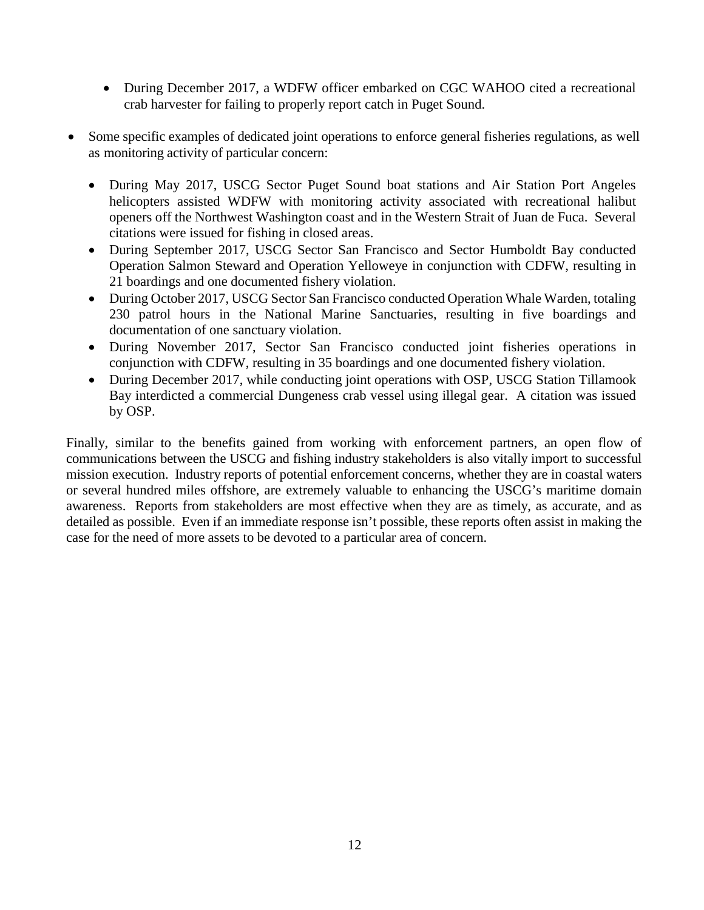- During December 2017, a WDFW officer embarked on CGC WAHOO cited a recreational crab harvester for failing to properly report catch in Puget Sound.

- Some specific examples of dedicated joint operations to enforce general fisheries regulations, as well as monitoring activity of particular concern:

  - During May 2017, USCG Sector Puget Sound boat stations and Air Station Port Angeles helicopters assisted WDFW with monitoring activity associated with recreational halibut openers off the Northwest Washington coast and in the Western Strait of Juan de Fuca. Several citations were issued for fishing in closed areas.
  - During September 2017, USCG Sector San Francisco and Sector Humboldt Bay conducted Operation Salmon Steward and Operation Yelloweye in conjunction with CDFW, resulting in 21 boardings and one documented fishery violation.
  - During October 2017, USCG Sector San Francisco conducted Operation Whale Warden, totaling 230 patrol hours in the National Marine Sanctuaries, resulting in five boardings and documentation of one sanctuary violation.
  - During November 2017, Sector San Francisco conducted joint fisheries operations in conjunction with CDFW, resulting in 35 boardings and one documented fishery violation.
  - During December 2017, while conducting joint operations with OSP, USCG Station Tillamook Bay interdicted a commercial Dungeness crab vessel using illegal gear. A citation was issued by OSP.

Finally, similar to the benefits gained from working with enforcement partners, an open flow of communications between the USCG and fishing industry stakeholders is also vitally import to successful mission execution. Industry reports of potential enforcement concerns, whether they are in coastal waters or several hundred miles offshore, are extremely valuable to enhancing the USCG's maritime domain awareness. Reports from stakeholders are most effective when they are as timely, as accurate, and as detailed as possible. Even if an immediate response isn't possible, these reports often assist in making the case for the need of more assets to be devoted to a particular area of concern.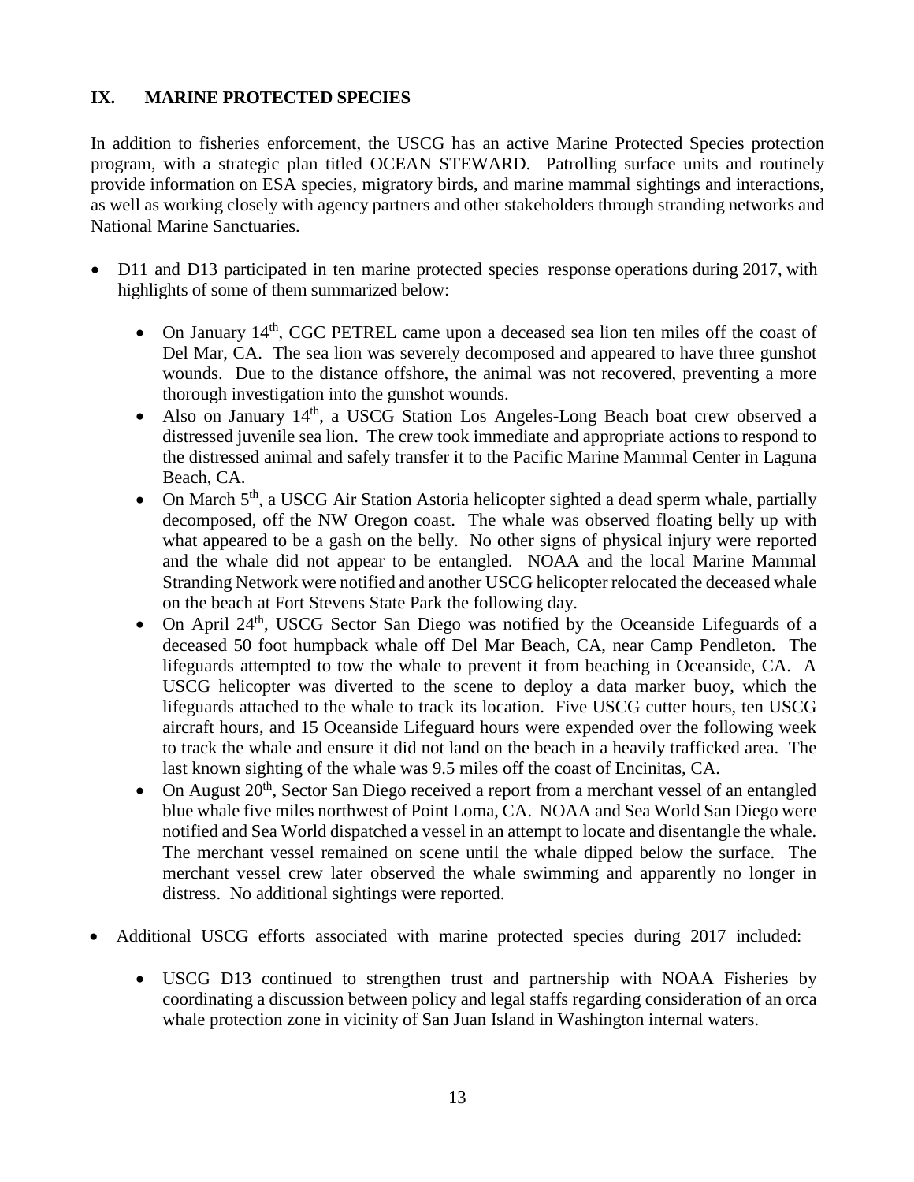## IX. MARINE PROTECTED SPECIES

In addition to fisheries enforcement, the USCG has an active Marine Protected Species protection program, with a strategic plan titled OCEAN STEWARD. Patrolling surface units and routinely provide information on ESA species, migratory birds, and marine mammal sightings and interactions, as well as working closely with agency partners and other stakeholders through stranding networks and National Marine Sanctuaries.

- D11 and D13 participated in ten marine protected species response operations during 2017, with highlights of some of them summarized below:
  - On January 14th, CGC PETREL came upon a deceased sea lion ten miles off the coast of Del Mar, CA. The sea lion was severely decomposed and appeared to have three gunshot wounds. Due to the distance offshore, the animal was not recovered, preventing a more thorough investigation into the gunshot wounds.
  - Also on January 14th, a USCG Station Los Angeles-Long Beach boat crew observed a distressed juvenile sea lion. The crew took immediate and appropriate actions to respond to the distressed animal and safely transfer it to the Pacific Marine Mammal Center in Laguna Beach, CA.
  - On March 5th, a USCG Air Station Astoria helicopter sighted a dead sperm whale, partially decomposed, off the NW Oregon coast. The whale was observed floating belly up with what appeared to be a gash on the belly. No other signs of physical injury were reported and the whale did not appear to be entangled. NOAA and the local Marine Mammal Stranding Network were notified and another USCG helicopter relocated the deceased whale on the beach at Fort Stevens State Park the following day.
  - On April 24th, USCG Sector San Diego was notified by the Oceanside Lifeguards of a deceased 50 foot humpback whale off Del Mar Beach, CA, near Camp Pendleton. The lifeguards attempted to tow the whale to prevent it from beaching in Oceanside, CA. A USCG helicopter was diverted to the scene to deploy a data marker buoy, which the lifeguards attached to the whale to track its location. Five USCG cutter hours, ten USCG aircraft hours, and 15 Oceanside Lifeguard hours were expended over the following week to track the whale and ensure it did not land on the beach in a heavily trafficked area. The last known sighting of the whale was 9.5 miles off the coast of Encinitas, CA.
  - On August 20th, Sector San Diego received a report from a merchant vessel of an entangled blue whale five miles northwest of Point Loma, CA. NOAA and Sea World San Diego were notified and Sea World dispatched a vessel in an attempt to locate and disentangle the whale. The merchant vessel remained on scene until the whale dipped below the surface. The merchant vessel crew later observed the whale swimming and apparently no longer in distress. No additional sightings were reported.
- Additional USCG efforts associated with marine protected species during 2017 included:
  - USCG D13 continued to strengthen trust and partnership with NOAA Fisheries by coordinating a discussion between policy and legal staffs regarding consideration of an orca whale protection zone in vicinity of San Juan Island in Washington internal waters.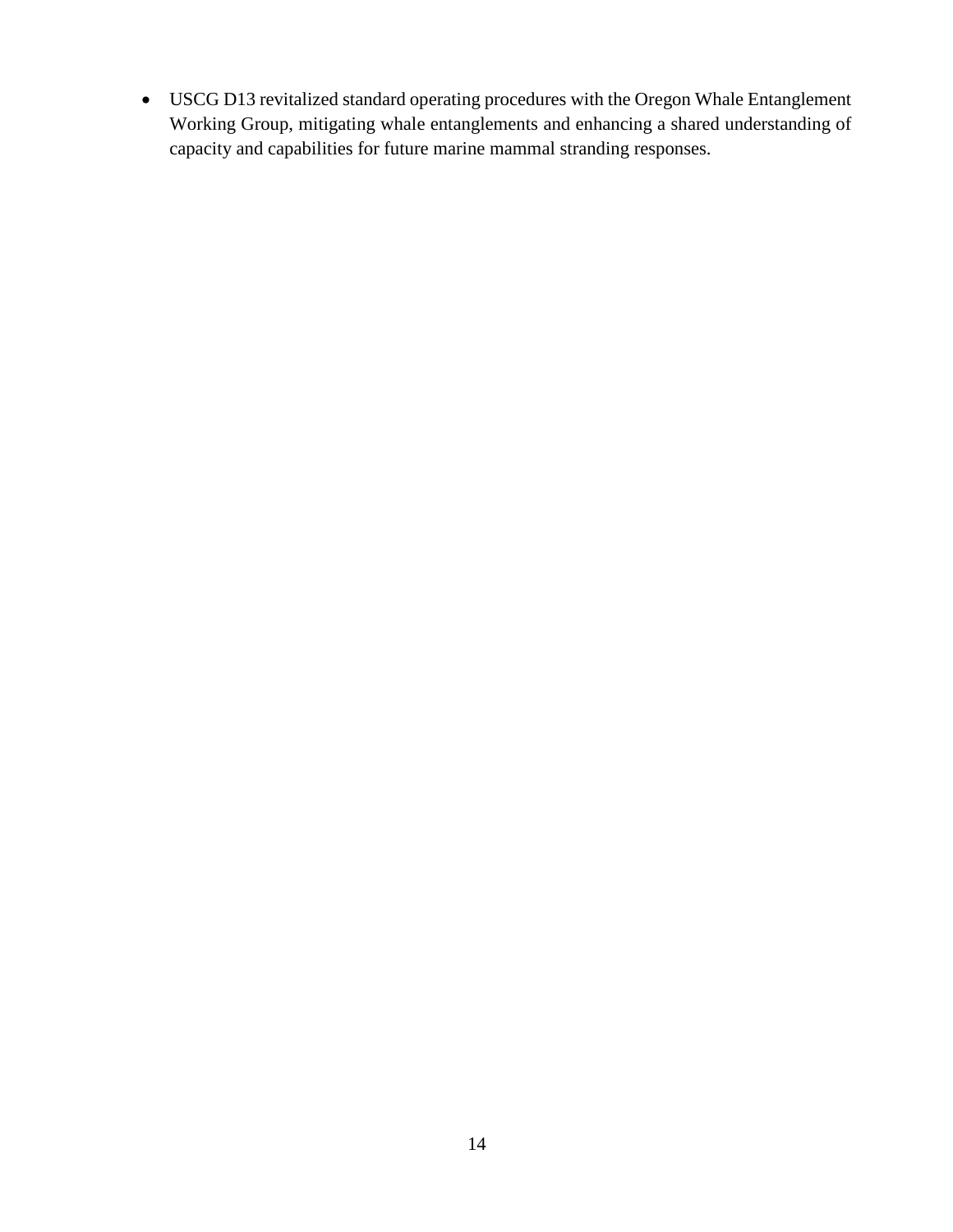- USCG D13 revitalized standard operating procedures with the Oregon Whale Entanglement Working Group, mitigating whale entanglements and enhancing a shared understanding of capacity and capabilities for future marine mammal stranding responses.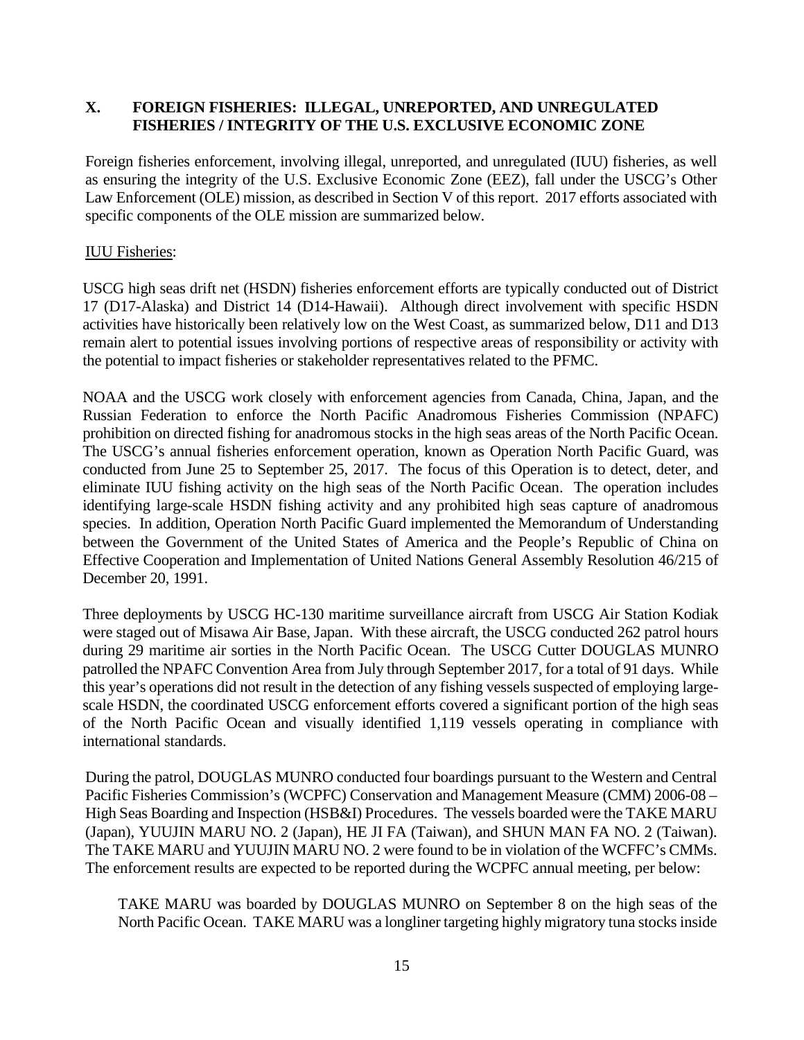## X. FOREIGN FISHERIES: ILLEGAL, UNREPORTED, AND UNREGULATED FISHERIES / INTEGRITY OF THE U.S. EXCLUSIVE ECONOMIC ZONE

Foreign fisheries enforcement, involving illegal, unreported, and unregulated (IUU) fisheries, as well as ensuring the integrity of the U.S. Exclusive Economic Zone (EEZ), fall under the USCG's Other Law Enforcement (OLE) mission, as described in Section V of this report. 2017 efforts associated with specific components of the OLE mission are summarized below.

IUU Fisheries:

USCG high seas drift net (HSDN) fisheries enforcement efforts are typically conducted out of District 17 (D17-Alaska) and District 14 (D14-Hawaii). Although direct involvement with specific HSDN activities have historically been relatively low on the West Coast, as summarized below, D11 and D13 remain alert to potential issues involving portions of respective areas of responsibility or activity with the potential to impact fisheries or stakeholder representatives related to the PFMC.

NOAA and the USCG work closely with enforcement agencies from Canada, China, Japan, and the Russian Federation to enforce the North Pacific Anadromous Fisheries Commission (NPAFC) prohibition on directed fishing for anadromous stocks in the high seas areas of the North Pacific Ocean. The USCG's annual fisheries enforcement operation, known as Operation North Pacific Guard, was conducted from June 25 to September 25, 2017. The focus of this Operation is to detect, deter, and eliminate IUU fishing activity on the high seas of the North Pacific Ocean. The operation includes identifying large-scale HSDN fishing activity and any prohibited high seas capture of anadromous species. In addition, Operation North Pacific Guard implemented the Memorandum of Understanding between the Government of the United States of America and the People's Republic of China on Effective Cooperation and Implementation of United Nations General Assembly Resolution 46/215 of December 20, 1991.

Three deployments by USCG HC-130 maritime surveillance aircraft from USCG Air Station Kodiak were staged out of Misawa Air Base, Japan. With these aircraft, the USCG conducted 262 patrol hours during 29 maritime air sorties in the North Pacific Ocean. The USCG Cutter DOUGLAS MUNRO patrolled the NPAFC Convention Area from July through September 2017, for a total of 91 days. While this year's operations did not result in the detection of any fishing vessels suspected of employing large-scale HSDN, the coordinated USCG enforcement efforts covered a significant portion of the high seas of the North Pacific Ocean and visually identified 1,119 vessels operating in compliance with international standards.

During the patrol, DOUGLAS MUNRO conducted four boardings pursuant to the Western and Central Pacific Fisheries Commission's (WCPFC) Conservation and Management Measure (CMM) 2006-08 – High Seas Boarding and Inspection (HSB&I) Procedures. The vessels boarded were the TAKE MARU (Japan), YUUJIN MARU NO. 2 (Japan), HE JI FA (Taiwan), and SHUN MAN FA NO. 2 (Taiwan). The TAKE MARU and YUUJIN MARU NO. 2 were found to be in violation of the WCFFC's CMMs. The enforcement results are expected to be reported during the WCPFC annual meeting, per below:

> TAKE MARU was boarded by DOUGLAS MUNRO on September 8 on the high seas of the North Pacific Ocean. TAKE MARU was a longliner targeting highly migratory tuna stocks inside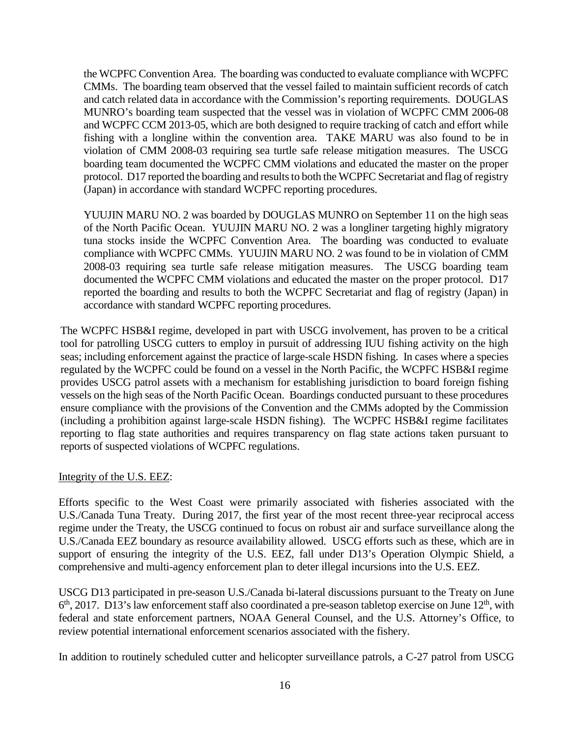the WCPFC Convention Area. The boarding was conducted to evaluate compliance with WCPFC CMMs. The boarding team observed that the vessel failed to maintain sufficient records of catch and catch related data in accordance with the Commission's reporting requirements. DOUGLAS MUNRO's boarding team suspected that the vessel was in violation of WCPFC CMM 2006-08 and WCPFC CCM 2013-05, which are both designed to require tracking of catch and effort while fishing with a longline within the convention area. TAKE MARU was also found to be in violation of CMM 2008-03 requiring sea turtle safe release mitigation measures. The USCG boarding team documented the WCPFC CMM violations and educated the master on the proper protocol. D17 reported the boarding and results to both the WCPFC Secretariat and flag of registry (Japan) in accordance with standard WCPFC reporting procedures.

YUUJIN MARU NO. 2 was boarded by DOUGLAS MUNRO on September 11 on the high seas of the North Pacific Ocean. YUUJIN MARU NO. 2 was a longliner targeting highly migratory tuna stocks inside the WCPFC Convention Area. The boarding was conducted to evaluate compliance with WCPFC CMMs. YUUJIN MARU NO. 2 was found to be in violation of CMM 2008-03 requiring sea turtle safe release mitigation measures. The USCG boarding team documented the WCPFC CMM violations and educated the master on the proper protocol. D17 reported the boarding and results to both the WCPFC Secretariat and flag of registry (Japan) in accordance with standard WCPFC reporting procedures.

The WCPFC HSB&I regime, developed in part with USCG involvement, has proven to be a critical tool for patrolling USCG cutters to employ in pursuit of addressing IUU fishing activity on the high seas; including enforcement against the practice of large-scale HSDN fishing. In cases where a species regulated by the WCPFC could be found on a vessel in the North Pacific, the WCPFC HSB&I regime provides USCG patrol assets with a mechanism for establishing jurisdiction to board foreign fishing vessels on the high seas of the North Pacific Ocean. Boardings conducted pursuant to these procedures ensure compliance with the provisions of the Convention and the CMMs adopted by the Commission (including a prohibition against large-scale HSDN fishing). The WCPFC HSB&I regime facilitates reporting to flag state authorities and requires transparency on flag state actions taken pursuant to reports of suspected violations of WCPFC regulations.

Integrity of the U.S. EEZ:

Efforts specific to the West Coast were primarily associated with fisheries associated with the U.S./Canada Tuna Treaty. During 2017, the first year of the most recent three-year reciprocal access regime under the Treaty, the USCG continued to focus on robust air and surface surveillance along the U.S./Canada EEZ boundary as resource availability allowed. USCG efforts such as these, which are in support of ensuring the integrity of the U.S. EEZ, fall under D13's Operation Olympic Shield, a comprehensive and multi-agency enforcement plan to deter illegal incursions into the U.S. EEZ.

USCG D13 participated in pre-season U.S./Canada bi-lateral discussions pursuant to the Treaty on June 6th, 2017. D13's law enforcement staff also coordinated a pre-season tabletop exercise on June 12th, with federal and state enforcement partners, NOAA General Counsel, and the U.S. Attorney's Office, to review potential international enforcement scenarios associated with the fishery.

In addition to routinely scheduled cutter and helicopter surveillance patrols, a C-27 patrol from USCG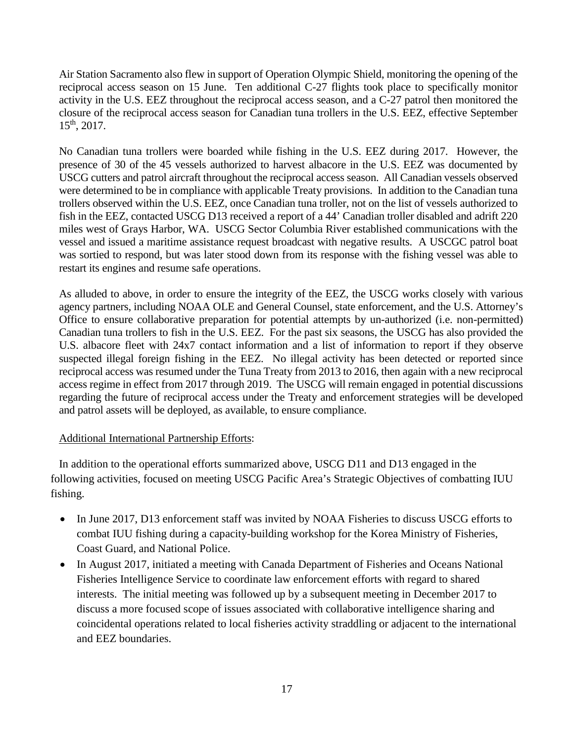Air Station Sacramento also flew in support of Operation Olympic Shield, monitoring the opening of the reciprocal access season on 15 June. Ten additional C-27 flights took place to specifically monitor activity in the U.S. EEZ throughout the reciprocal access season, and a C-27 patrol then monitored the closure of the reciprocal access season for Canadian tuna trollers in the U.S. EEZ, effective September 15th, 2017.

No Canadian tuna trollers were boarded while fishing in the U.S. EEZ during 2017. However, the presence of 30 of the 45 vessels authorized to harvest albacore in the U.S. EEZ was documented by USCG cutters and patrol aircraft throughout the reciprocal access season. All Canadian vessels observed were determined to be in compliance with applicable Treaty provisions. In addition to the Canadian tuna trollers observed within the U.S. EEZ, once Canadian tuna troller, not on the list of vessels authorized to fish in the EEZ, contacted USCG D13 received a report of a 44' Canadian troller disabled and adrift 220 miles west of Grays Harbor, WA. USCG Sector Columbia River established communications with the vessel and issued a maritime assistance request broadcast with negative results. A USCGC patrol boat was sortied to respond, but was later stood down from its response with the fishing vessel was able to restart its engines and resume safe operations.

As alluded to above, in order to ensure the integrity of the EEZ, the USCG works closely with various agency partners, including NOAA OLE and General Counsel, state enforcement, and the U.S. Attorney's Office to ensure collaborative preparation for potential attempts by un-authorized (i.e. non-permitted) Canadian tuna trollers to fish in the U.S. EEZ. For the past six seasons, the USCG has also provided the U.S. albacore fleet with 24x7 contact information and a list of information to report if they observe suspected illegal foreign fishing in the EEZ. No illegal activity has been detected or reported since reciprocal access was resumed under the Tuna Treaty from 2013 to 2016, then again with a new reciprocal access regime in effect from 2017 through 2019. The USCG will remain engaged in potential discussions regarding the future of reciprocal access under the Treaty and enforcement strategies will be developed and patrol assets will be deployed, as available, to ensure compliance.

Additional International Partnership Efforts:

In addition to the operational efforts summarized above, USCG D11 and D13 engaged in the following activities, focused on meeting USCG Pacific Area's Strategic Objectives of combatting IUU fishing.

- In June 2017, D13 enforcement staff was invited by NOAA Fisheries to discuss USCG efforts to combat IUU fishing during a capacity-building workshop for the Korea Ministry of Fisheries, Coast Guard, and National Police.
- In August 2017, initiated a meeting with Canada Department of Fisheries and Oceans National Fisheries Intelligence Service to coordinate law enforcement efforts with regard to shared interests. The initial meeting was followed up by a subsequent meeting in December 2017 to discuss a more focused scope of issues associated with collaborative intelligence sharing and coincidental operations related to local fisheries activity straddling or adjacent to the international and EEZ boundaries.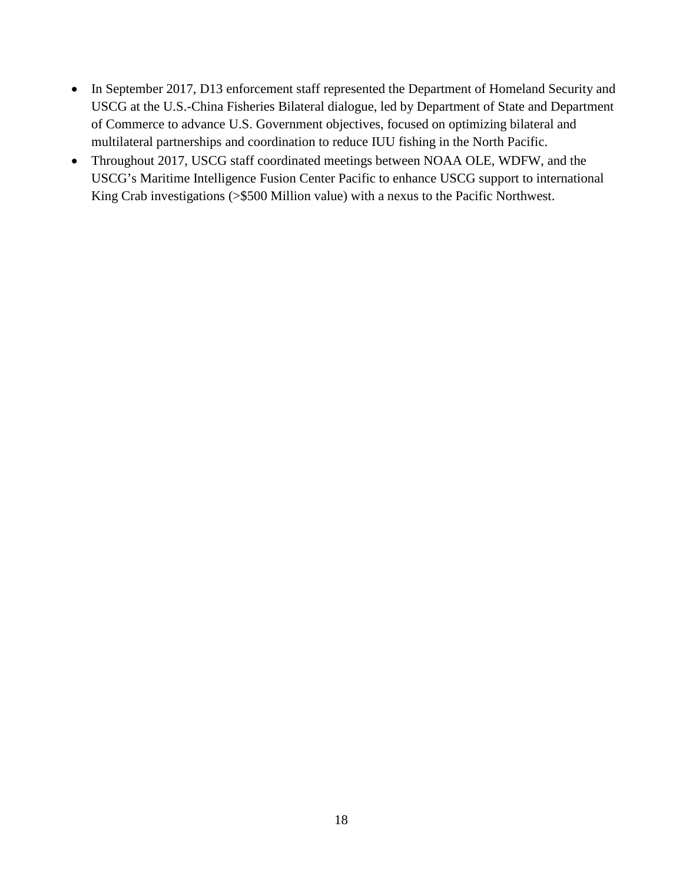- In September 2017, D13 enforcement staff represented the Department of Homeland Security and USCG at the U.S.-China Fisheries Bilateral dialogue, led by Department of State and Department of Commerce to advance U.S. Government objectives, focused on optimizing bilateral and multilateral partnerships and coordination to reduce IUU fishing in the North Pacific.
- Throughout 2017, USCG staff coordinated meetings between NOAA OLE, WDFW, and the USCG's Maritime Intelligence Fusion Center Pacific to enhance USCG support to international King Crab investigations (>$500 Million value) with a nexus to the Pacific Northwest.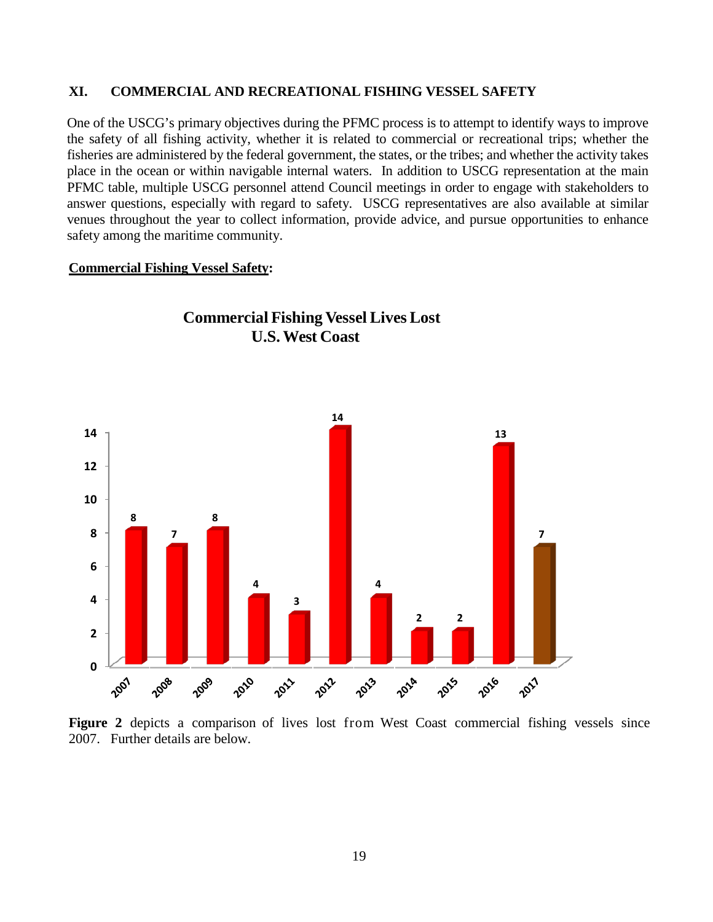## XI. COMMERCIAL AND RECREATIONAL FISHING VESSEL SAFETY

One of the USCG's primary objectives during the PFMC process is to attempt to identify ways to improve the safety of all fishing activity, whether it is related to commercial or recreational trips; whether the fisheries are administered by the federal government, the states, or the tribes; and whether the activity takes place in the ocean or within navigable internal waters. In addition to USCG representation at the main PFMC table, multiple USCG personnel attend Council meetings in order to engage with stakeholders to answer questions, especially with regard to safety. USCG representatives are also available at similar venues throughout the year to collect information, provide advice, and pursue opportunities to enhance safety among the maritime community.

**Commercial Fishing Vessel Safety:**

**Commercial Fishing Vessel Lives Lost**
**U.S. West Coast**

14
12
10
8
6
4
2
0

8 7 8 4 3 14 4 2 2 13 7

2007 2008 2009 2010 2011 2012 2013 2014 2015 2016 2017

**Figure 2** depicts a comparison of lives lost from West Coast commercial fishing vessels since 2007. Further details are below.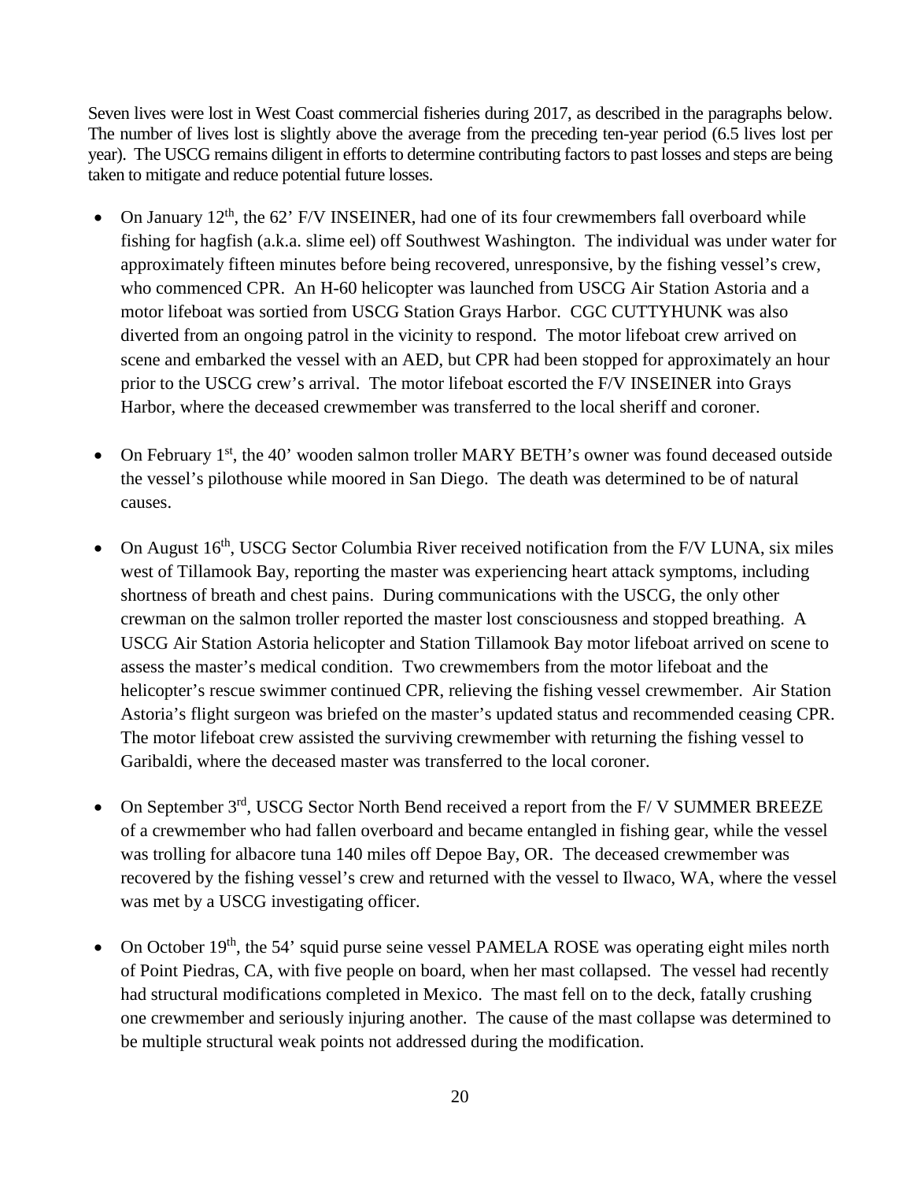Seven lives were lost in West Coast commercial fisheries during 2017, as described in the paragraphs below. The number of lives lost is slightly above the average from the preceding ten-year period (6.5 lives lost per year). The USCG remains diligent in efforts to determine contributing factors to past losses and steps are being taken to mitigate and reduce potential future losses.

- On January 12th, the 62' F/V INSEINER, had one of its four crewmembers fall overboard while fishing for hagfish (a.k.a. slime eel) off Southwest Washington. The individual was under water for approximately fifteen minutes before being recovered, unresponsive, by the fishing vessel's crew, who commenced CPR. An H-60 helicopter was launched from USCG Air Station Astoria and a motor lifeboat was sortied from USCG Station Grays Harbor. CGC CUTTYHUNK was also diverted from an ongoing patrol in the vicinity to respond. The motor lifeboat crew arrived on scene and embarked the vessel with an AED, but CPR had been stopped for approximately an hour prior to the USCG crew's arrival. The motor lifeboat escorted the F/V INSEINER into Grays Harbor, where the deceased crewmember was transferred to the local sheriff and coroner.

- On February 1st, the 40' wooden salmon troller MARY BETH's owner was found deceased outside the vessel's pilothouse while moored in San Diego. The death was determined to be of natural causes.

- On August 16th, USCG Sector Columbia River received notification from the F/V LUNA, six miles west of Tillamook Bay, reporting the master was experiencing heart attack symptoms, including shortness of breath and chest pains. During communications with the USCG, the only other crewman on the salmon troller reported the master lost consciousness and stopped breathing. A USCG Air Station Astoria helicopter and Station Tillamook Bay motor lifeboat arrived on scene to assess the master's medical condition. Two crewmembers from the motor lifeboat and the helicopter's rescue swimmer continued CPR, relieving the fishing vessel crewmember. Air Station Astoria's flight surgeon was briefed on the master's updated status and recommended ceasing CPR. The motor lifeboat crew assisted the surviving crewmember with returning the fishing vessel to Garibaldi, where the deceased master was transferred to the local coroner.

- On September 3rd, USCG Sector North Bend received a report from the F/ V SUMMER BREEZE of a crewmember who had fallen overboard and became entangled in fishing gear, while the vessel was trolling for albacore tuna 140 miles off Depoe Bay, OR. The deceased crewmember was recovered by the fishing vessel's crew and returned with the vessel to Ilwaco, WA, where the vessel was met by a USCG investigating officer.

- On October 19th, the 54' squid purse seine vessel PAMELA ROSE was operating eight miles north of Point Piedras, CA, with five people on board, when her mast collapsed. The vessel had recently had structural modifications completed in Mexico. The mast fell on to the deck, fatally crushing one crewmember and seriously injuring another. The cause of the mast collapse was determined to be multiple structural weak points not addressed during the modification.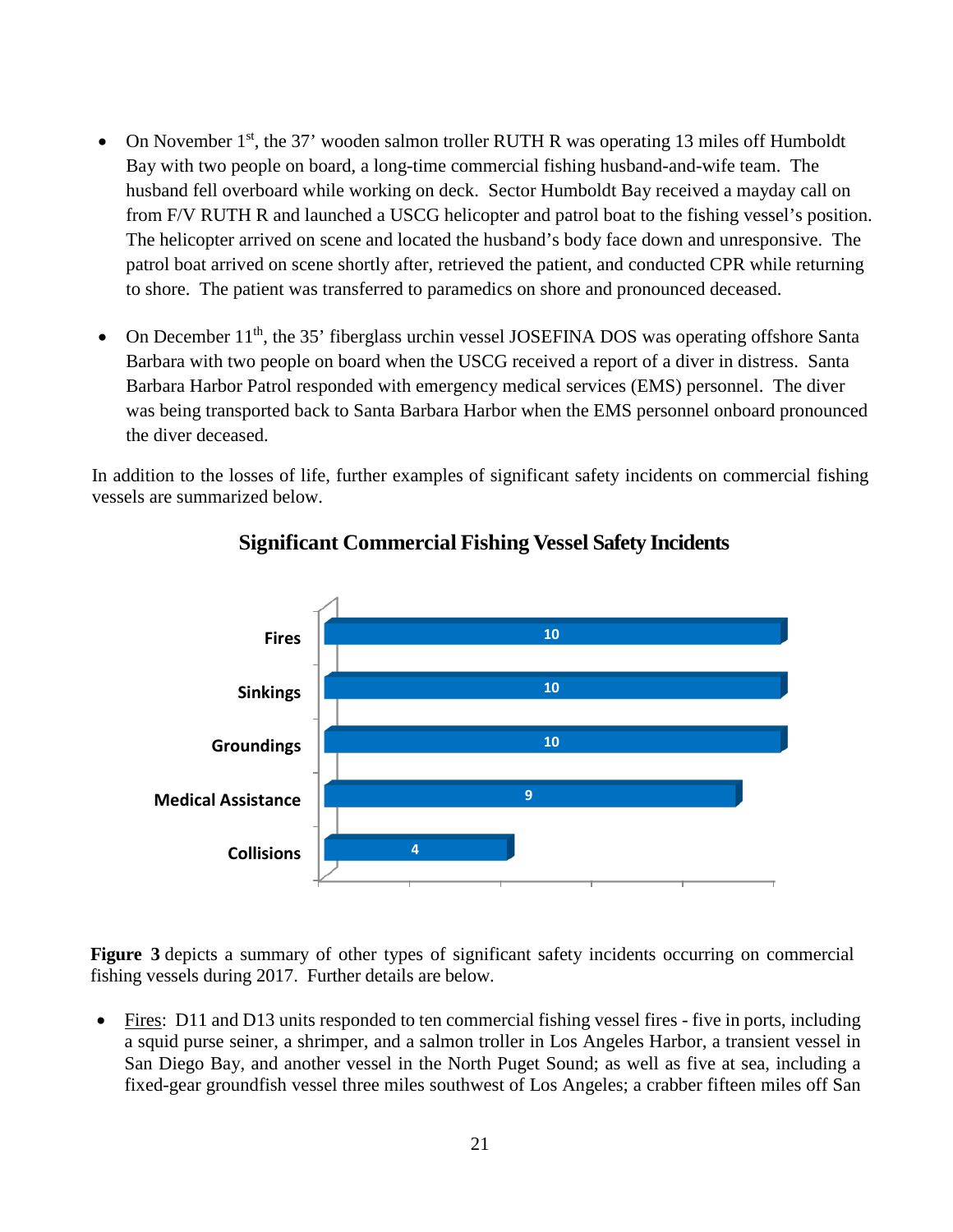- On November 1st, the 37' wooden salmon troller RUTH R was operating 13 miles off Humboldt Bay with two people on board, a long-time commercial fishing husband-and-wife team. The husband fell overboard while working on deck. Sector Humboldt Bay received a mayday call on from F/V RUTH R and launched a USCG helicopter and patrol boat to the fishing vessel's position. The helicopter arrived on scene and located the husband's body face down and unresponsive. The patrol boat arrived on scene shortly after, retrieved the patient, and conducted CPR while returning to shore. The patient was transferred to paramedics on shore and pronounced deceased.

- On December 11th, the 35' fiberglass urchin vessel JOSEFINA DOS was operating offshore Santa Barbara with two people on board when the USCG received a report of a diver in distress. Santa Barbara Harbor Patrol responded with emergency medical services (EMS) personnel. The diver was being transported back to Santa Barbara Harbor when the EMS personnel onboard pronounced the diver deceased.

In addition to the losses of life, further examples of significant safety incidents on commercial fishing vessels are summarized below.

**Significant Commercial Fishing Vessel Safety Incidents**

Fires 10
Sinkings 10
Groundings 10
Medical Assistance 9
Collisions 4

**Figure 3** depicts a summary of other types of significant safety incidents occurring on commercial fishing vessels during 2017. Further details are below.

- Fires: D11 and D13 units responded to ten commercial fishing vessel fires - five in ports, including a squid purse seiner, a shrimper, and a salmon troller in Los Angeles Harbor, a transient vessel in San Diego Bay, and another vessel in the North Puget Sound; as well as five at sea, including a fixed-gear groundfish vessel three miles southwest of Los Angeles; a crabber fifteen miles off San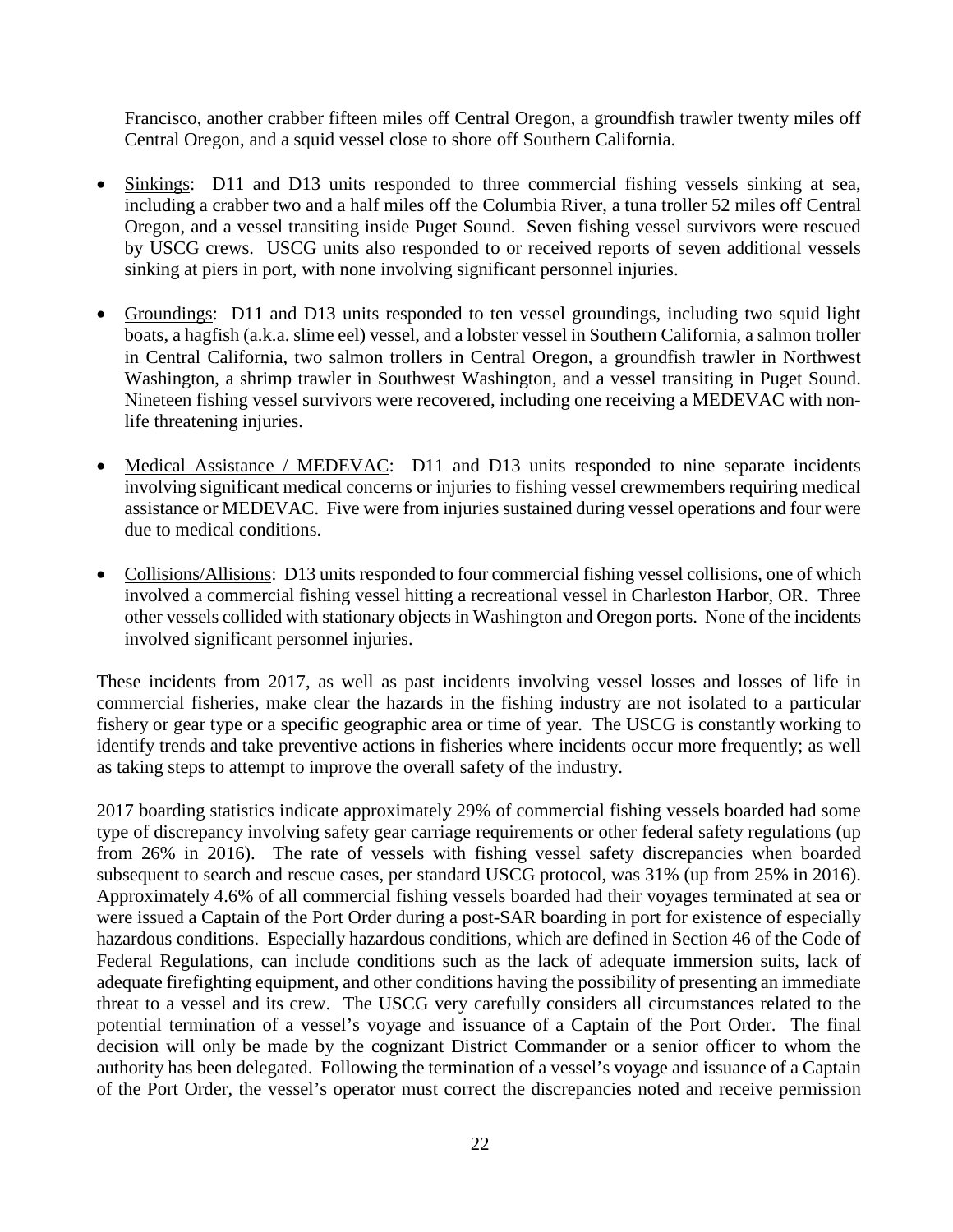Francisco, another crabber fifteen miles off Central Oregon, a groundfish trawler twenty miles off Central Oregon, and a squid vessel close to shore off Southern California.

- Sinkings: D11 and D13 units responded to three commercial fishing vessels sinking at sea, including a crabber two and a half miles off the Columbia River, a tuna troller 52 miles off Central Oregon, and a vessel transiting inside Puget Sound. Seven fishing vessel survivors were rescued by USCG crews. USCG units also responded to or received reports of seven additional vessels sinking at piers in port, with none involving significant personnel injuries.
- Groundings: D11 and D13 units responded to ten vessel groundings, including two squid light boats, a hagfish (a.k.a. slime eel) vessel, and a lobster vessel in Southern California, a salmon troller in Central California, two salmon trollers in Central Oregon, a groundfish trawler in Northwest Washington, a shrimp trawler in Southwest Washington, and a vessel transiting in Puget Sound. Nineteen fishing vessel survivors were recovered, including one receiving a MEDEVAC with non-life threatening injuries.
- Medical Assistance / MEDEVAC: D11 and D13 units responded to nine separate incidents involving significant medical concerns or injuries to fishing vessel crewmembers requiring medical assistance or MEDEVAC. Five were from injuries sustained during vessel operations and four were due to medical conditions.
- Collisions/Allisions: D13 units responded to four commercial fishing vessel collisions, one of which involved a commercial fishing vessel hitting a recreational vessel in Charleston Harbor, OR. Three other vessels collided with stationary objects in Washington and Oregon ports. None of the incidents involved significant personnel injuries.

These incidents from 2017, as well as past incidents involving vessel losses and losses of life in commercial fisheries, make clear the hazards in the fishing industry are not isolated to a particular fishery or gear type or a specific geographic area or time of year. The USCG is constantly working to identify trends and take preventive actions in fisheries where incidents occur more frequently; as well as taking steps to attempt to improve the overall safety of the industry.

2017 boarding statistics indicate approximately 29% of commercial fishing vessels boarded had some type of discrepancy involving safety gear carriage requirements or other federal safety regulations (up from 26% in 2016). The rate of vessels with fishing vessel safety discrepancies when boarded subsequent to search and rescue cases, per standard USCG protocol, was 31% (up from 25% in 2016). Approximately 4.6% of all commercial fishing vessels boarded had their voyages terminated at sea or were issued a Captain of the Port Order during a post-SAR boarding in port for existence of especially hazardous conditions. Especially hazardous conditions, which are defined in Section 46 of the Code of Federal Regulations, can include conditions such as the lack of adequate immersion suits, lack of adequate firefighting equipment, and other conditions having the possibility of presenting an immediate threat to a vessel and its crew. The USCG very carefully considers all circumstances related to the potential termination of a vessel's voyage and issuance of a Captain of the Port Order. The final decision will only be made by the cognizant District Commander or a senior officer to whom the authority has been delegated. Following the termination of a vessel's voyage and issuance of a Captain of the Port Order, the vessel's operator must correct the discrepancies noted and receive permission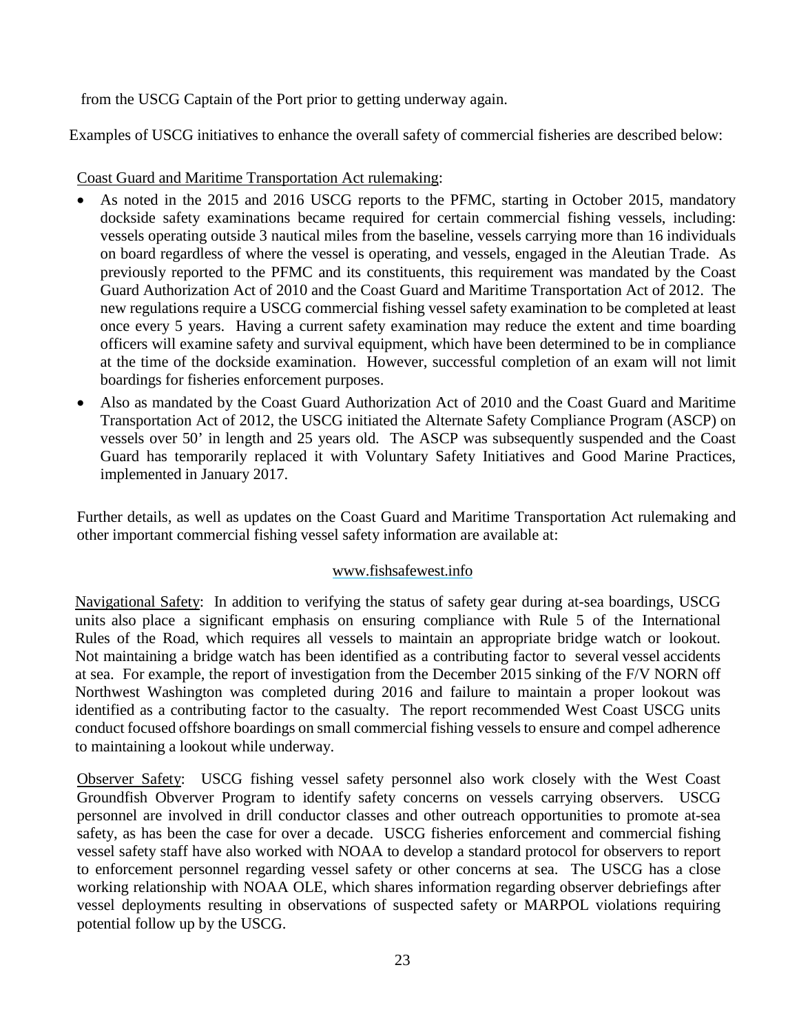from the USCG Captain of the Port prior to getting underway again.

Examples of USCG initiatives to enhance the overall safety of commercial fisheries are described below:

Coast Guard and Maritime Transportation Act rulemaking:

- As noted in the 2015 and 2016 USCG reports to the PFMC, starting in October 2015, mandatory dockside safety examinations became required for certain commercial fishing vessels, including: vessels operating outside 3 nautical miles from the baseline, vessels carrying more than 16 individuals on board regardless of where the vessel is operating, and vessels, engaged in the Aleutian Trade. As previously reported to the PFMC and its constituents, this requirement was mandated by the Coast Guard Authorization Act of 2010 and the Coast Guard and Maritime Transportation Act of 2012. The new regulations require a USCG commercial fishing vessel safety examination to be completed at least once every 5 years. Having a current safety examination may reduce the extent and time boarding officers will examine safety and survival equipment, which have been determined to be in compliance at the time of the dockside examination. However, successful completion of an exam will not limit boardings for fisheries enforcement purposes.
- Also as mandated by the Coast Guard Authorization Act of 2010 and the Coast Guard and Maritime Transportation Act of 2012, the USCG initiated the Alternate Safety Compliance Program (ASCP) on vessels over 50' in length and 25 years old. The ASCP was subsequently suspended and the Coast Guard has temporarily replaced it with Voluntary Safety Initiatives and Good Marine Practices, implemented in January 2017.

Further details, as well as updates on the Coast Guard and Maritime Transportation Act rulemaking and other important commercial fishing vessel safety information are available at:

www.fishsafewest.info

Navigational Safety: In addition to verifying the status of safety gear during at-sea boardings, USCG units also place a significant emphasis on ensuring compliance with Rule 5 of the International Rules of the Road, which requires all vessels to maintain an appropriate bridge watch or lookout. Not maintaining a bridge watch has been identified as a contributing factor to several vessel accidents at sea. For example, the report of investigation from the December 2015 sinking of the F/V NORN off Northwest Washington was completed during 2016 and failure to maintain a proper lookout was identified as a contributing factor to the casualty. The report recommended West Coast USCG units conduct focused offshore boardings on small commercial fishing vessels to ensure and compel adherence to maintaining a lookout while underway.

Observer Safety: USCG fishing vessel safety personnel also work closely with the West Coast Groundfish Obverver Program to identify safety concerns on vessels carrying observers. USCG personnel are involved in drill conductor classes and other outreach opportunities to promote at-sea safety, as has been the case for over a decade. USCG fisheries enforcement and commercial fishing vessel safety staff have also worked with NOAA to develop a standard protocol for observers to report to enforcement personnel regarding vessel safety or other concerns at sea. The USCG has a close working relationship with NOAA OLE, which shares information regarding observer debriefings after vessel deployments resulting in observations of suspected safety or MARPOL violations requiring potential follow up by the USCG.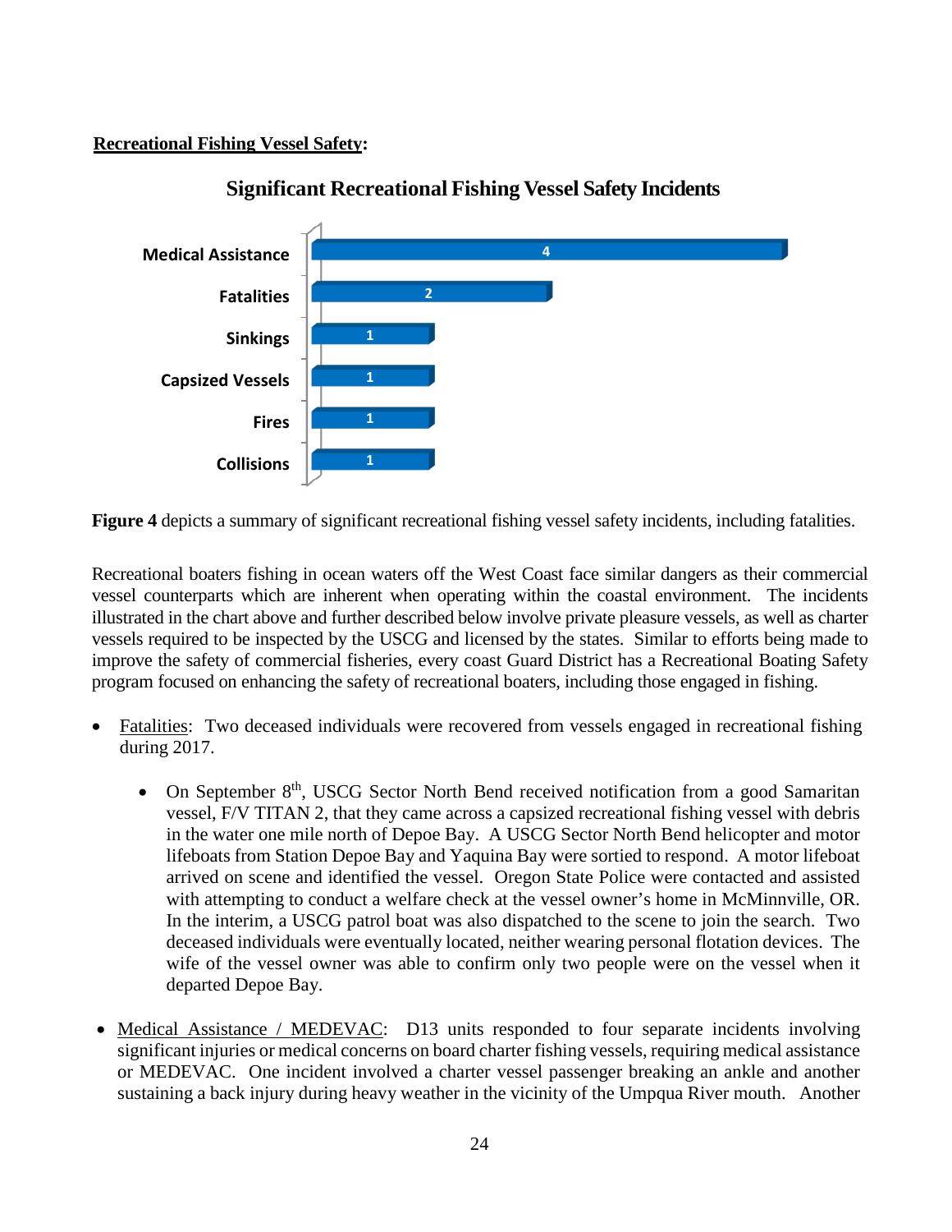**Recreational Fishing Vessel Safety**:

**Significant Recreational Fishing Vessel Safety Incidents**

Medical Assistance
4
Fatalities
2
Sinkings
1
Capsized Vessels
1
Fires
1
Collisions
1

**Figure 4** depicts a summary of significant recreational fishing vessel safety incidents, including fatalities.

Recreational boaters fishing in ocean waters off the West Coast face similar dangers as their commercial vessel counterparts which are inherent when operating within the coastal environment. The incidents illustrated in the chart above and further described below involve private pleasure vessels, as well as charter vessels required to be inspected by the USCG and licensed by the states. Similar to efforts being made to improve the safety of commercial fisheries, every coast Guard District has a Recreational Boating Safety program focused on enhancing the safety of recreational boaters, including those engaged in fishing.

- Fatalities: Two deceased individuals were recovered from vessels engaged in recreational fishing during 2017.
    - On September 8th, USCG Sector North Bend received notification from a good Samaritan vessel, F/V TITAN 2, that they came across a capsized recreational fishing vessel with debris in the water one mile north of Depoe Bay. A USCG Sector North Bend helicopter and motor lifeboats from Station Depoe Bay and Yaquina Bay were sortied to respond. A motor lifeboat arrived on scene and identified the vessel. Oregon State Police were contacted and assisted with attempting to conduct a welfare check at the vessel owner's home in McMinnville, OR. In the interim, a USCG patrol boat was also dispatched to the scene to join the search. Two deceased individuals were eventually located, neither wearing personal flotation devices. The wife of the vessel owner was able to confirm only two people were on the vessel when it departed Depoe Bay.

- Medical Assistance / MEDEVAC: D13 units responded to four separate incidents involving significant injuries or medical concerns on board charter fishing vessels, requiring medical assistance or MEDEVAC. One incident involved a charter vessel passenger breaking an ankle and another sustaining a back injury during heavy weather in the vicinity of the Umpqua River mouth. Another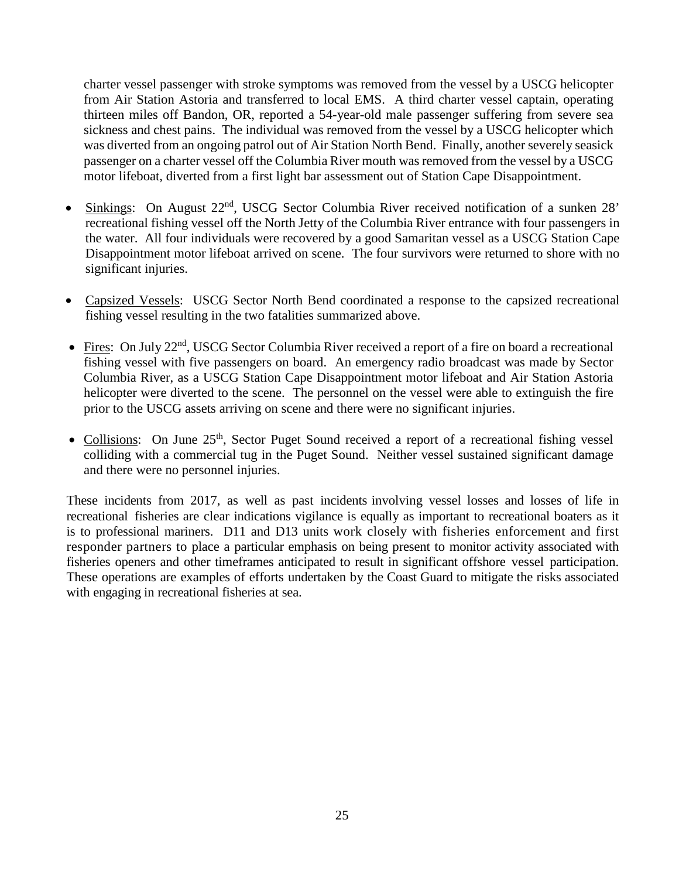charter vessel passenger with stroke symptoms was removed from the vessel by a USCG helicopter from Air Station Astoria and transferred to local EMS. A third charter vessel captain, operating thirteen miles off Bandon, OR, reported a 54-year-old male passenger suffering from severe sea sickness and chest pains. The individual was removed from the vessel by a USCG helicopter which was diverted from an ongoing patrol out of Air Station North Bend. Finally, another severely seasick passenger on a charter vessel off the Columbia River mouth was removed from the vessel by a USCG motor lifeboat, diverted from a first light bar assessment out of Station Cape Disappointment.

- Sinkings: On August 22nd, USCG Sector Columbia River received notification of a sunken 28' recreational fishing vessel off the North Jetty of the Columbia River entrance with four passengers in the water. All four individuals were recovered by a good Samaritan vessel as a USCG Station Cape Disappointment motor lifeboat arrived on scene. The four survivors were returned to shore with no significant injuries.

- Capsized Vessels: USCG Sector North Bend coordinated a response to the capsized recreational fishing vessel resulting in the two fatalities summarized above.

- Fires: On July 22nd, USCG Sector Columbia River received a report of a fire on board a recreational fishing vessel with five passengers on board. An emergency radio broadcast was made by Sector Columbia River, as a USCG Station Cape Disappointment motor lifeboat and Air Station Astoria helicopter were diverted to the scene. The personnel on the vessel were able to extinguish the fire prior to the USCG assets arriving on scene and there were no significant injuries.

- Collisions: On June 25th, Sector Puget Sound received a report of a recreational fishing vessel colliding with a commercial tug in the Puget Sound. Neither vessel sustained significant damage and there were no personnel injuries.

These incidents from 2017, as well as past incidents involving vessel losses and losses of life in recreational fisheries are clear indications vigilance is equally as important to recreational boaters as it is to professional mariners. D11 and D13 units work closely with fisheries enforcement and first responder partners to place a particular emphasis on being present to monitor activity associated with fisheries openers and other timeframes anticipated to result in significant offshore vessel participation. These operations are examples of efforts undertaken by the Coast Guard to mitigate the risks associated with engaging in recreational fisheries at sea.